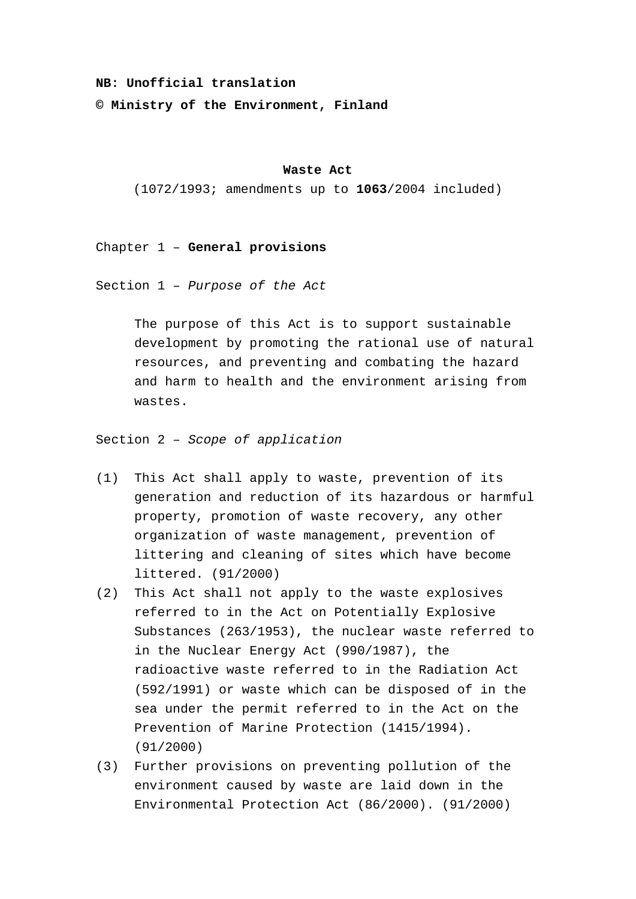**NB: Unofficial translation**

**© Ministry of the Environment, Finland**

# Waste Act

(1072/1993; amendments up to **1063**/2004 included)

## Chapter 1 – **General provisions**

### Section 1 – *Purpose of the Act*

The purpose of this Act is to support sustainable development by promoting the rational use of natural resources, and preventing and combating the hazard and harm to health and the environment arising from wastes.

### Section 2 – *Scope of application*

(1) This Act shall apply to waste, prevention of its generation and reduction of its hazardous or harmful property, promotion of waste recovery, any other organization of waste management, prevention of littering and cleaning of sites which have become littered. (91/2000)

(2) This Act shall not apply to the waste explosives referred to in the Act on Potentially Explosive Substances (263/1953), the nuclear waste referred to in the Nuclear Energy Act (990/1987), the radioactive waste referred to in the Radiation Act (592/1991) or waste which can be disposed of in the sea under the permit referred to in the Act on the Prevention of Marine Protection (1415/1994). (91/2000)

(3) Further provisions on preventing pollution of the environment caused by waste are laid down in the Environmental Protection Act (86/2000). (91/2000)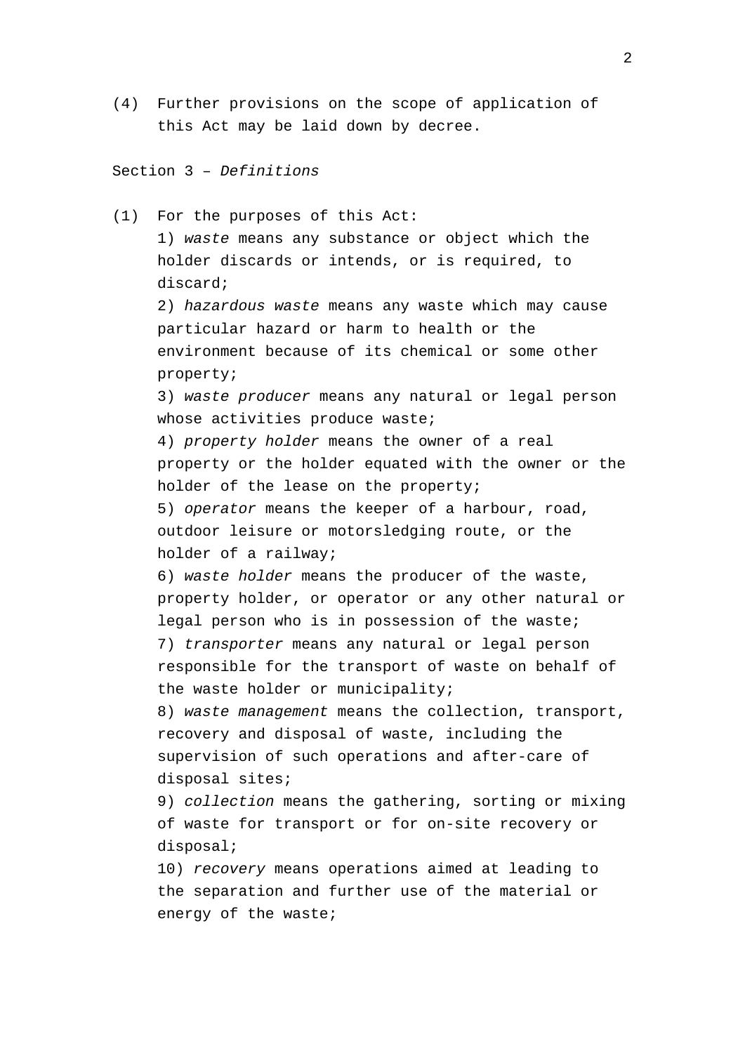(4) Further provisions on the scope of application of this Act may be laid down by decree.

## Section 3 – *Definitions*

(1) For the purposes of this Act:

1) *waste* means any substance or object which the holder discards or intends, or is required, to discard;

2) *hazardous waste* means any waste which may cause particular hazard or harm to health or the environment because of its chemical or some other property;

3) *waste producer* means any natural or legal person whose activities produce waste;

4) *property holder* means the owner of a real property or the holder equated with the owner or the holder of the lease on the property;

5) *operator* means the keeper of a harbour, road, outdoor leisure or motorsledging route, or the holder of a railway;

6) *waste holder* means the producer of the waste, property holder, or operator or any other natural or legal person who is in possession of the waste;

7) *transporter* means any natural or legal person responsible for the transport of waste on behalf of the waste holder or municipality;

8) *waste management* means the collection, transport, recovery and disposal of waste, including the supervision of such operations and after-care of disposal sites;

9) *collection* means the gathering, sorting or mixing of waste for transport or for on-site recovery or disposal;

10) *recovery* means operations aimed at leading to the separation and further use of the material or energy of the waste;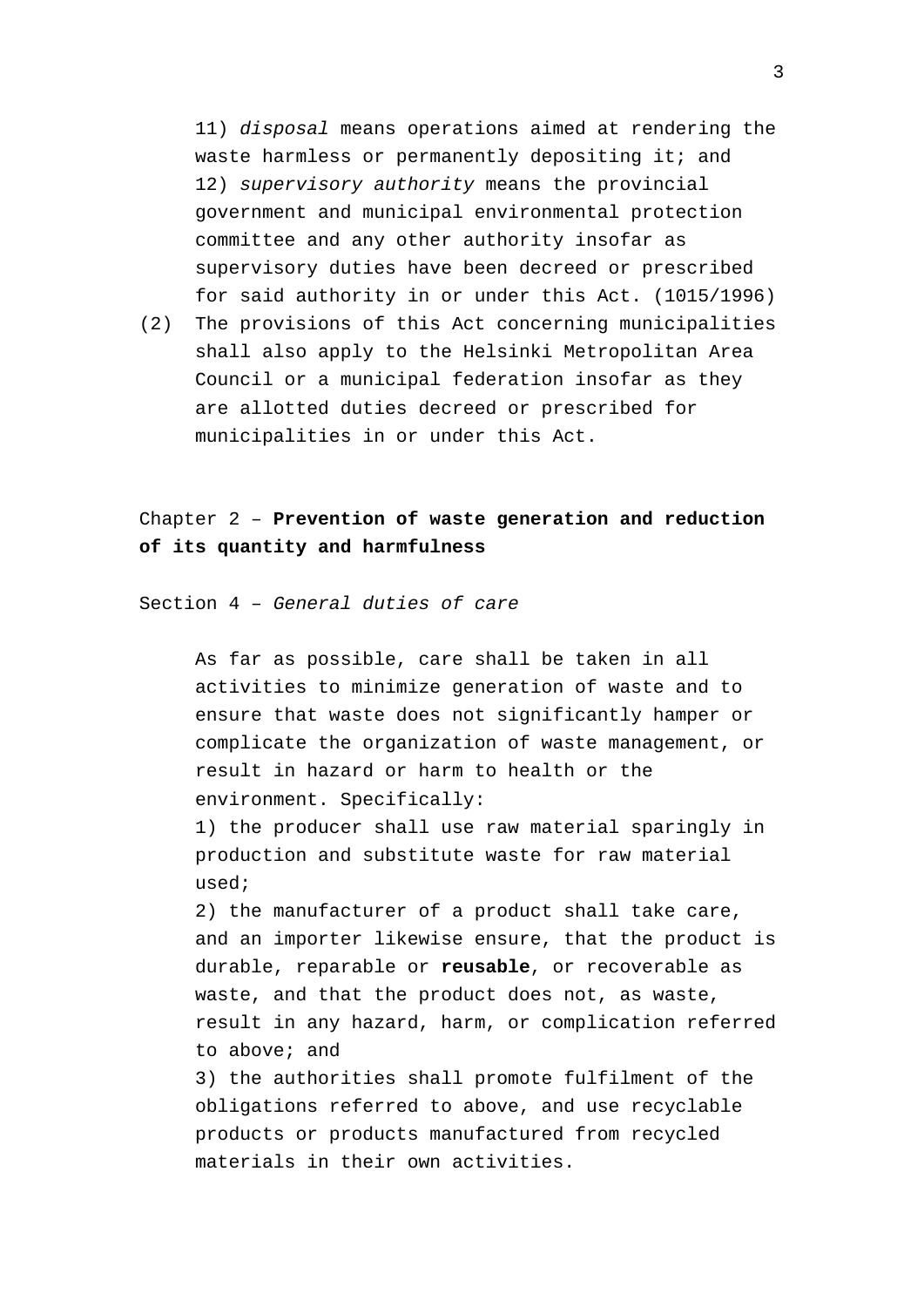11) *disposal* means operations aimed at rendering the waste harmless or permanently depositing it; and
12) *supervisory authority* means the provincial government and municipal environmental protection committee and any other authority insofar as supervisory duties have been decreed or prescribed for said authority in or under this Act. (1015/1996)

(2) The provisions of this Act concerning municipalities shall also apply to the Helsinki Metropolitan Area Council or a municipal federation insofar as they are allotted duties decreed or prescribed for municipalities in or under this Act.

## Chapter 2 – **Prevention of waste generation and reduction of its quantity and harmfulness**

### Section 4 – *General duties of care*

As far as possible, care shall be taken in all activities to minimize generation of waste and to ensure that waste does not significantly hamper or complicate the organization of waste management, or result in hazard or harm to health or the environment. Specifically:

1) the producer shall use raw material sparingly in production and substitute waste for raw material used;
2) the manufacturer of a product shall take care, and an importer likewise ensure, that the product is durable, reparable or **reusable**, or recoverable as waste, and that the product does not, as waste, result in any hazard, harm, or complication referred to above; and
3) the authorities shall promote fulfilment of the obligations referred to above, and use recyclable products or products manufactured from recycled materials in their own activities.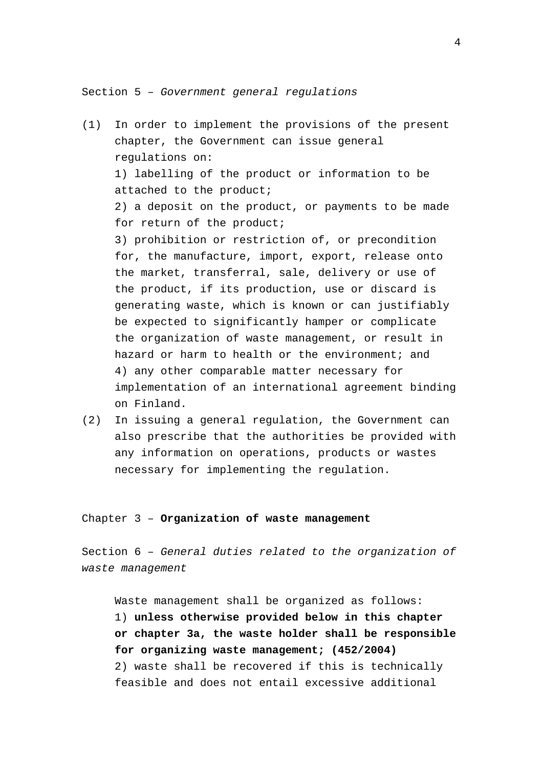Section 5 – *Government general regulations*

(1) In order to implement the provisions of the present chapter, the Government can issue general regulations on:

1) labelling of the product or information to be attached to the product;

2) a deposit on the product, or payments to be made for return of the product;

3) prohibition or restriction of, or precondition for, the manufacture, import, export, release onto the market, transferral, sale, delivery or use of the product, if its production, use or discard is generating waste, which is known or can justifiably be expected to significantly hamper or complicate the organization of waste management, or result in hazard or harm to health or the environment; and

4) any other comparable matter necessary for implementation of an international agreement binding on Finland.

(2) In issuing a general regulation, the Government can also prescribe that the authorities be provided with any information on operations, products or wastes necessary for implementing the regulation.

## Chapter 3 – **Organization of waste management**

Section 6 – *General duties related to the organization of waste management*

Waste management shall be organized as follows:

1) **unless otherwise provided below in this chapter or chapter 3a, the waste holder shall be responsible for organizing waste management; (452/2004)**

2) waste shall be recovered if this is technically feasible and does not entail excessive additional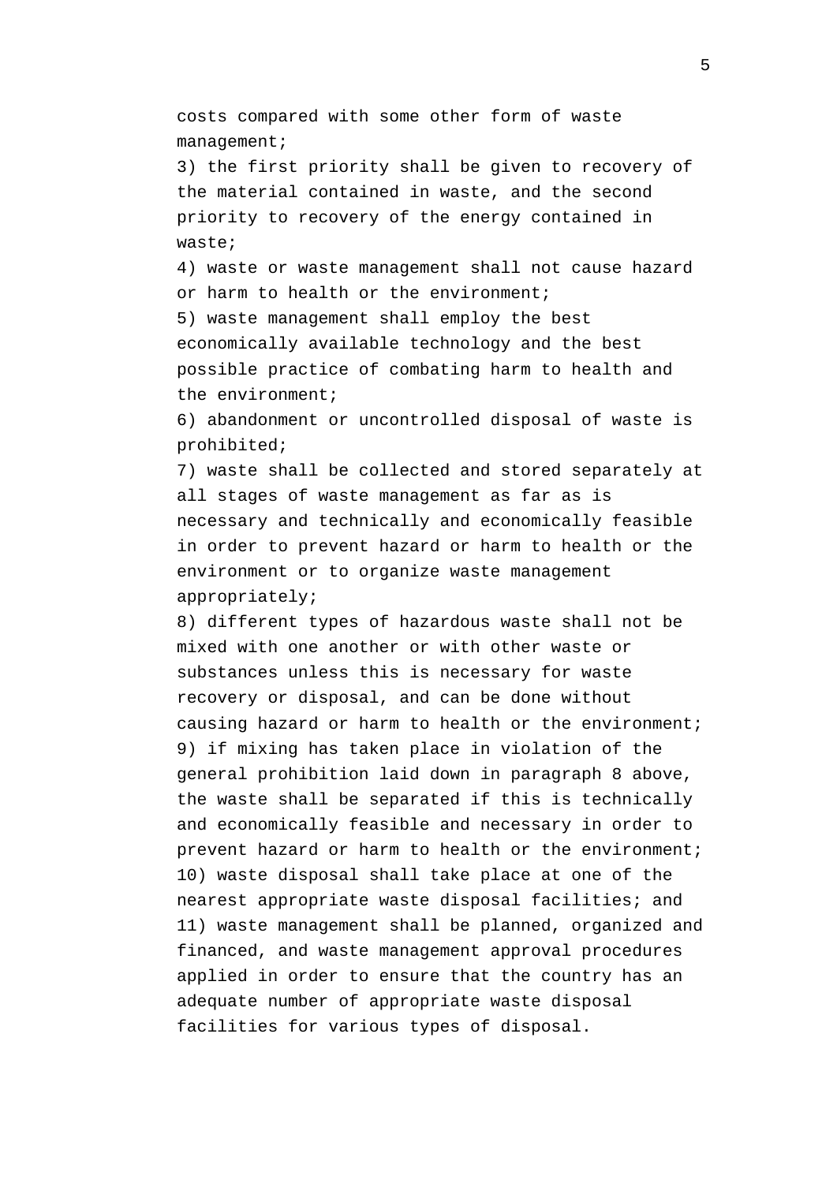costs compared with some other form of waste management;

3) the first priority shall be given to recovery of the material contained in waste, and the second priority to recovery of the energy contained in waste;

4) waste or waste management shall not cause hazard or harm to health or the environment;

5) waste management shall employ the best economically available technology and the best possible practice of combating harm to health and the environment;

6) abandonment or uncontrolled disposal of waste is prohibited;

7) waste shall be collected and stored separately at all stages of waste management as far as is necessary and technically and economically feasible in order to prevent hazard or harm to health or the environment or to organize waste management appropriately;

8) different types of hazardous waste shall not be mixed with one another or with other waste or substances unless this is necessary for waste recovery or disposal, and can be done without causing hazard or harm to health or the environment;

9) if mixing has taken place in violation of the general prohibition laid down in paragraph 8 above, the waste shall be separated if this is technically and economically feasible and necessary in order to prevent hazard or harm to health or the environment;

10) waste disposal shall take place at one of the nearest appropriate waste disposal facilities; and

11) waste management shall be planned, organized and financed, and waste management approval procedures applied in order to ensure that the country has an adequate number of appropriate waste disposal facilities for various types of disposal.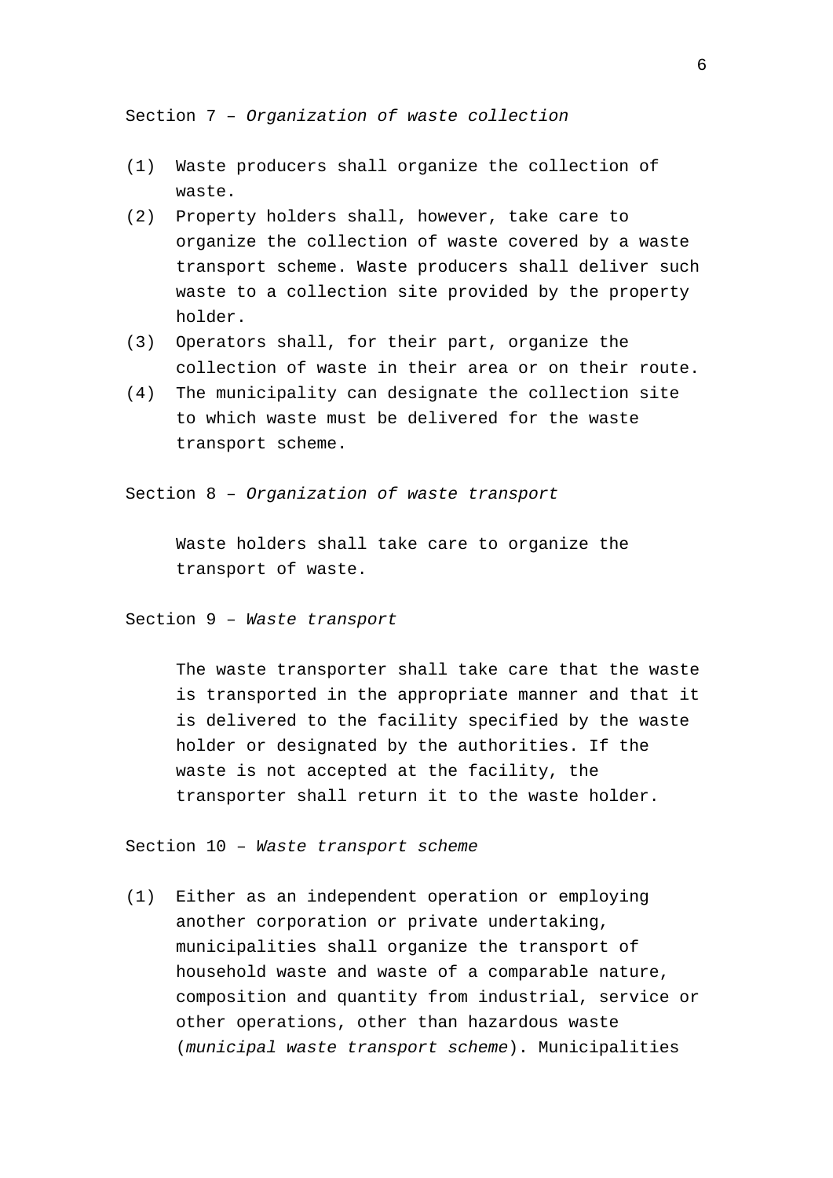Section 7 – *Organization of waste collection*

(1) Waste producers shall organize the collection of waste.

(2) Property holders shall, however, take care to organize the collection of waste covered by a waste transport scheme. Waste producers shall deliver such waste to a collection site provided by the property holder.

(3) Operators shall, for their part, organize the collection of waste in their area or on their route.

(4) The municipality can designate the collection site to which waste must be delivered for the waste transport scheme.

Section 8 – *Organization of waste transport*

Waste holders shall take care to organize the transport of waste.

Section 9 – *Waste transport*

The waste transporter shall take care that the waste is transported in the appropriate manner and that it is delivered to the facility specified by the waste holder or designated by the authorities. If the waste is not accepted at the facility, the transporter shall return it to the waste holder.

Section 10 – *Waste transport scheme*

(1) Either as an independent operation or employing another corporation or private undertaking, municipalities shall organize the transport of household waste and waste of a comparable nature, composition and quantity from industrial, service or other operations, other than hazardous waste (*municipal waste transport scheme*). Municipalities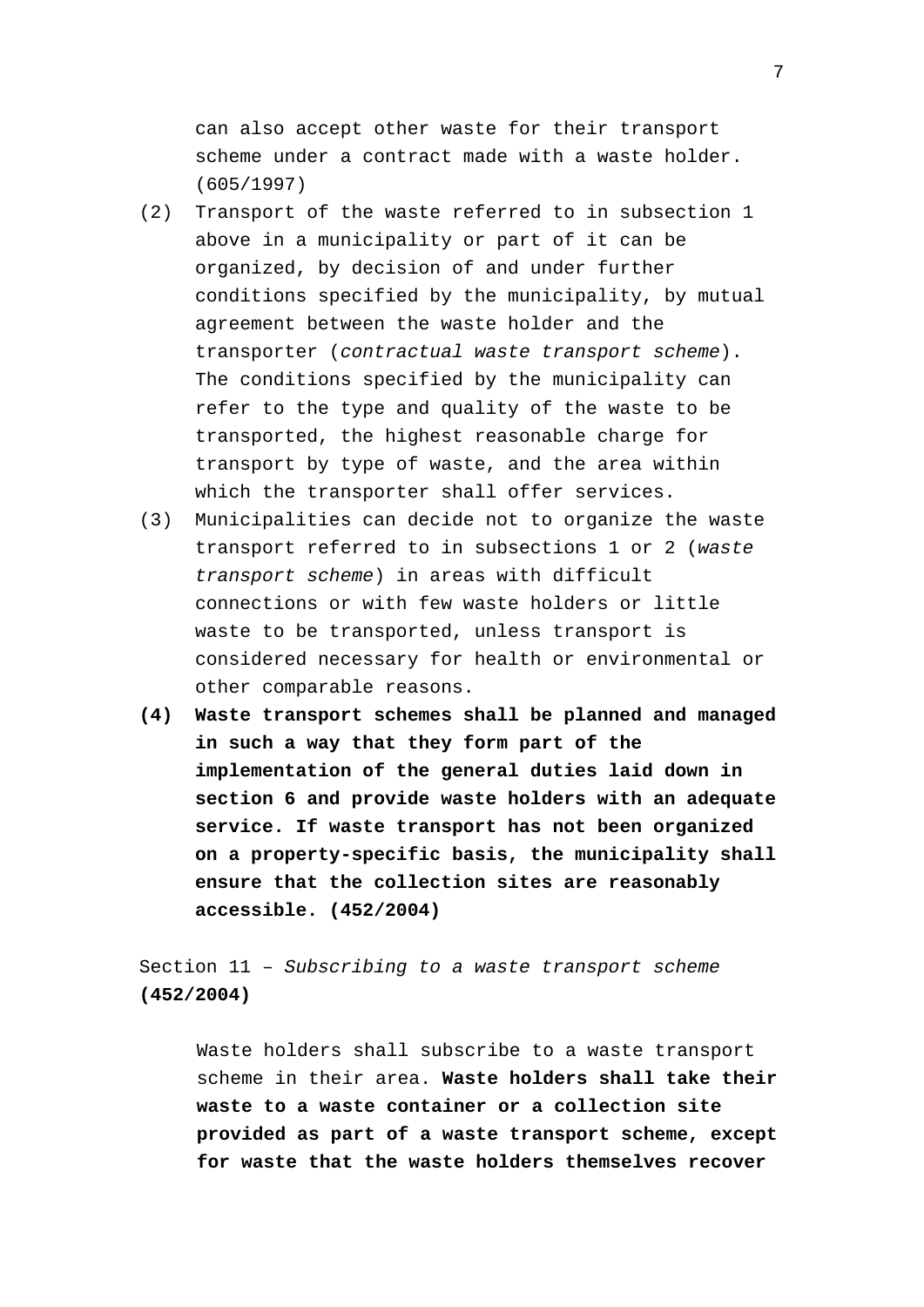can also accept other waste for their transport scheme under a contract made with a waste holder. (605/1997)

(2) Transport of the waste referred to in subsection 1 above in a municipality or part of it can be organized, by decision of and under further conditions specified by the municipality, by mutual agreement between the waste holder and the transporter (*contractual waste transport scheme*). The conditions specified by the municipality can refer to the type and quality of the waste to be transported, the highest reasonable charge for transport by type of waste, and the area within which the transporter shall offer services.

(3) Municipalities can decide not to organize the waste transport referred to in subsections 1 or 2 (*waste transport scheme*) in areas with difficult connections or with few waste holders or little waste to be transported, unless transport is considered necessary for health or environmental or other comparable reasons.

**(4) Waste transport schemes shall be planned and managed in such a way that they form part of the implementation of the general duties laid down in section 6 and provide waste holders with an adequate service. If waste transport has not been organized on a property-specific basis, the municipality shall ensure that the collection sites are reasonably accessible. (452/2004)**

Section 11 – *Subscribing to a waste transport scheme* **(452/2004)**

Waste holders shall subscribe to a waste transport scheme in their area. **Waste holders shall take their waste to a waste container or a collection site provided as part of a waste transport scheme, except for waste that the waste holders themselves recover**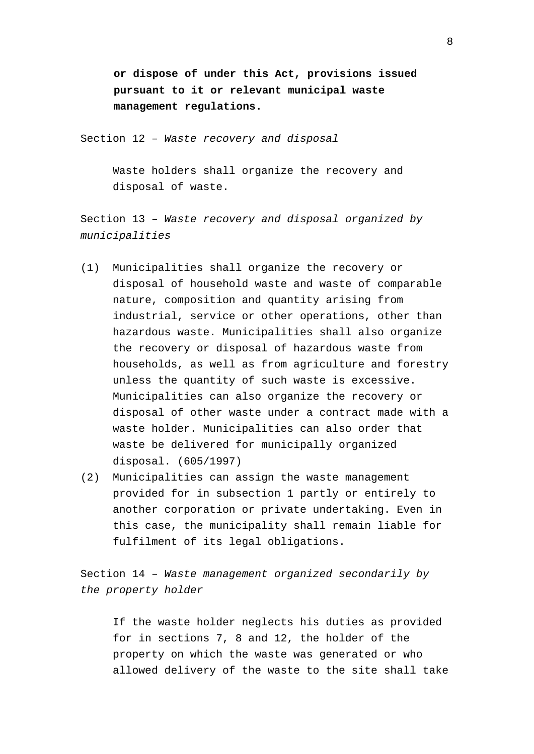**or dispose of under this Act, provisions issued pursuant to it or relevant municipal waste management regulations.**

Section 12 – *Waste recovery and disposal*

Waste holders shall organize the recovery and disposal of waste.

Section 13 – *Waste recovery and disposal organized by municipalities*

(1) Municipalities shall organize the recovery or disposal of household waste and waste of comparable nature, composition and quantity arising from industrial, service or other operations, other than hazardous waste. Municipalities shall also organize the recovery or disposal of hazardous waste from households, as well as from agriculture and forestry unless the quantity of such waste is excessive. Municipalities can also organize the recovery or disposal of other waste under a contract made with a waste holder. Municipalities can also order that waste be delivered for municipally organized disposal. (605/1997)

(2) Municipalities can assign the waste management provided for in subsection 1 partly or entirely to another corporation or private undertaking. Even in this case, the municipality shall remain liable for fulfilment of its legal obligations.

Section 14 – *Waste management organized secondarily by the property holder*

If the waste holder neglects his duties as provided for in sections 7, 8 and 12, the holder of the property on which the waste was generated or who allowed delivery of the waste to the site shall take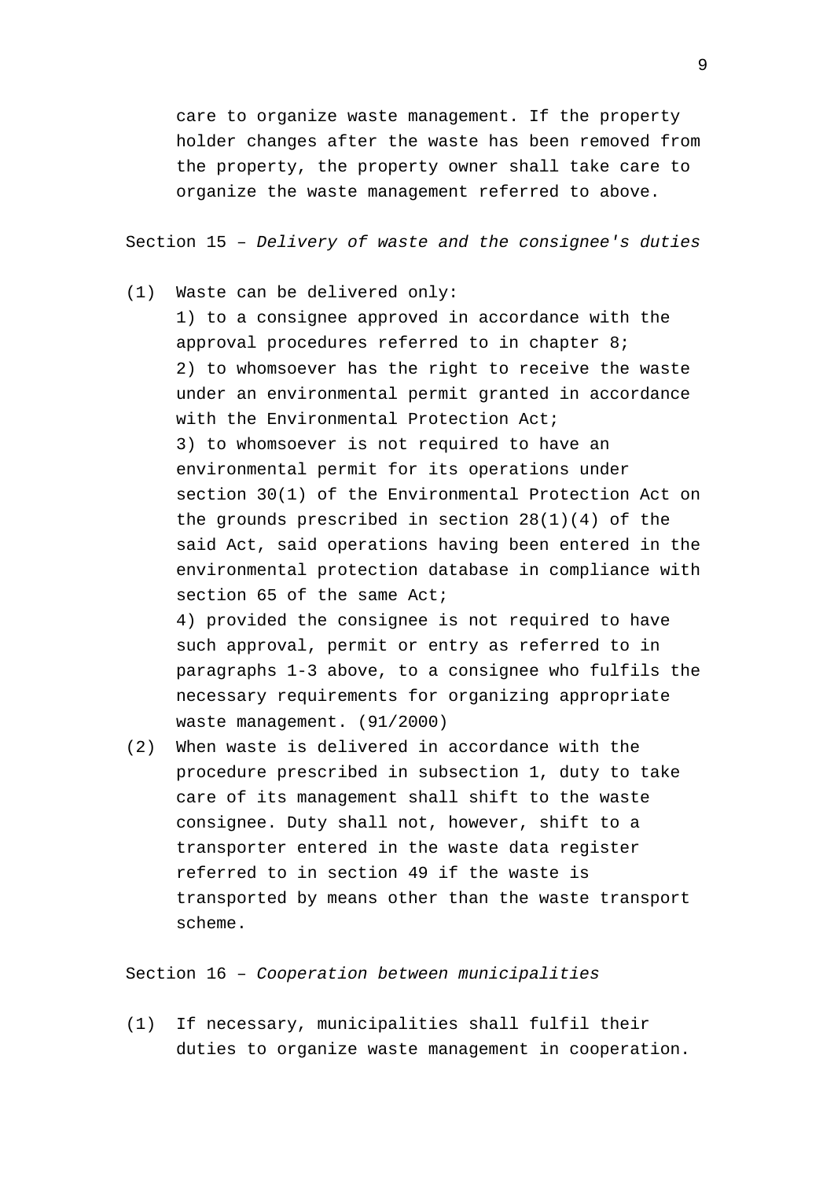care to organize waste management. If the property holder changes after the waste has been removed from the property, the property owner shall take care to organize the waste management referred to above.

Section 15 – *Delivery of waste and the consignee's duties*

(1) Waste can be delivered only:
1) to a consignee approved in accordance with the approval procedures referred to in chapter 8;
2) to whomsoever has the right to receive the waste under an environmental permit granted in accordance with the Environmental Protection Act;
3) to whomsoever is not required to have an environmental permit for its operations under section 30(1) of the Environmental Protection Act on the grounds prescribed in section 28(1)(4) of the said Act, said operations having been entered in the environmental protection database in compliance with section 65 of the same Act;
4) provided the consignee is not required to have such approval, permit or entry as referred to in paragraphs 1-3 above, to a consignee who fulfils the necessary requirements for organizing appropriate waste management. (91/2000)

(2) When waste is delivered in accordance with the procedure prescribed in subsection 1, duty to take care of its management shall shift to the waste consignee. Duty shall not, however, shift to a transporter entered in the waste data register referred to in section 49 if the waste is transported by means other than the waste transport scheme.

Section 16 – *Cooperation between municipalities*

(1) If necessary, municipalities shall fulfil their duties to organize waste management in cooperation.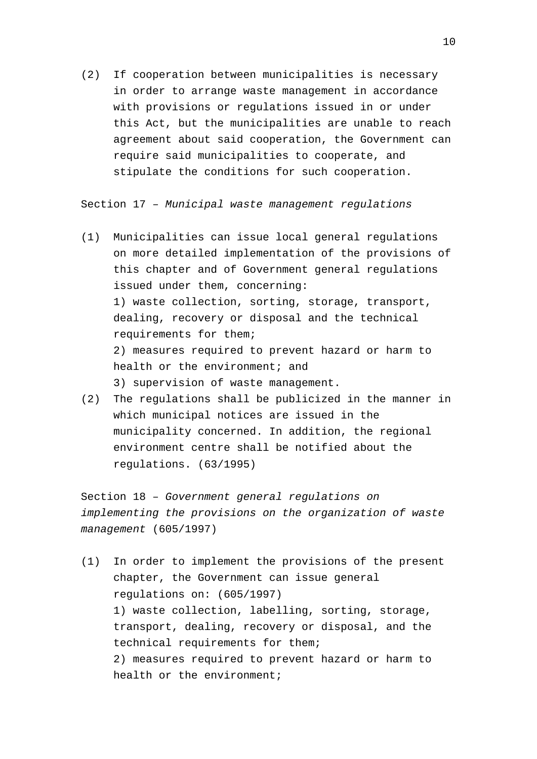(2) If cooperation between municipalities is necessary in order to arrange waste management in accordance with provisions or regulations issued in or under this Act, but the municipalities are unable to reach agreement about said cooperation, the Government can require said municipalities to cooperate, and stipulate the conditions for such cooperation.

Section 17 – *Municipal waste management regulations*

(1) Municipalities can issue local general regulations on more detailed implementation of the provisions of this chapter and of Government general regulations issued under them, concerning:
1) waste collection, sorting, storage, transport, dealing, recovery or disposal and the technical requirements for them;
2) measures required to prevent hazard or harm to health or the environment; and
3) supervision of waste management.

(2) The regulations shall be publicized in the manner in which municipal notices are issued in the municipality concerned. In addition, the regional environment centre shall be notified about the regulations. (63/1995)

Section 18 – *Government general regulations on implementing the provisions on the organization of waste management* (605/1997)

(1) In order to implement the provisions of the present chapter, the Government can issue general regulations on: (605/1997)
1) waste collection, labelling, sorting, storage, transport, dealing, recovery or disposal, and the technical requirements for them;
2) measures required to prevent hazard or harm to health or the environment;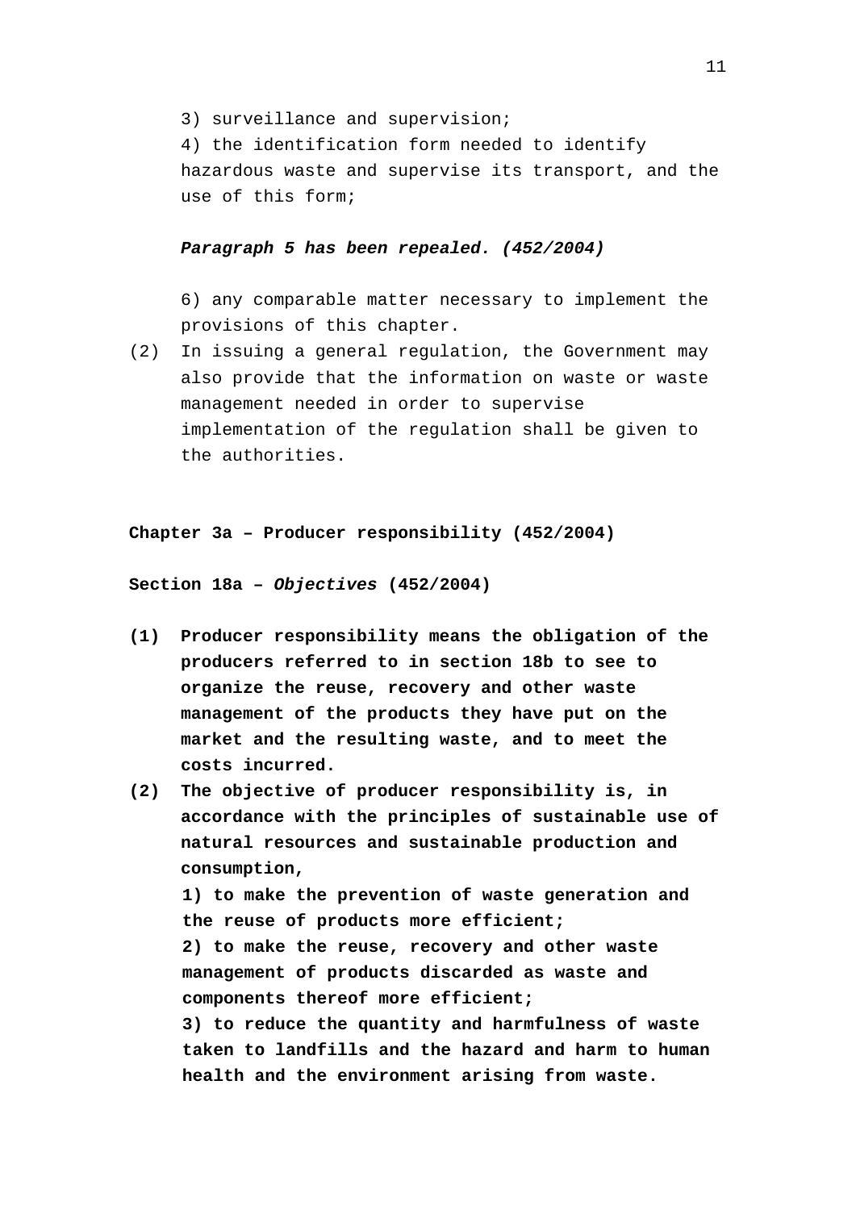3) surveillance and supervision;

4) the identification form needed to identify hazardous waste and supervise its transport, and the use of this form;

***Paragraph 5 has been repealed. (452/2004)***

6) any comparable matter necessary to implement the provisions of this chapter.

(2) In issuing a general regulation, the Government may also provide that the information on waste or waste management needed in order to supervise implementation of the regulation shall be given to the authorities.

## Chapter 3a – Producer responsibility (452/2004)

### Section 18a – *Objectives* (452/2004)

**(1) Producer responsibility means the obligation of the producers referred to in section 18b to see to organize the reuse, recovery and other waste management of the products they have put on the market and the resulting waste, and to meet the costs incurred.**

**(2) The objective of producer responsibility is, in accordance with the principles of sustainable use of natural resources and sustainable production and consumption,**

**1) to make the prevention of waste generation and the reuse of products more efficient;**

**2) to make the reuse, recovery and other waste management of products discarded as waste and components thereof more efficient;**

**3) to reduce the quantity and harmfulness of waste taken to landfills and the hazard and harm to human health and the environment arising from waste.**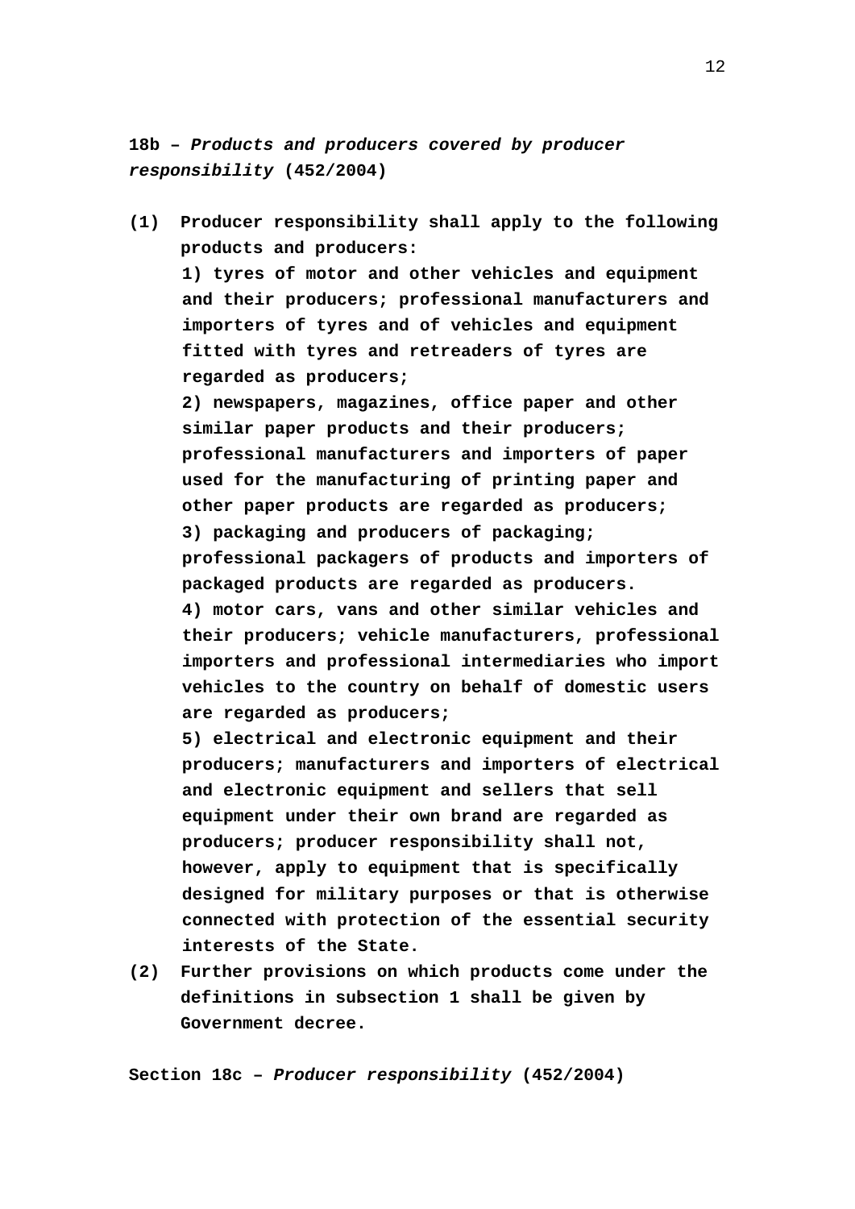**18b – *Products and producers covered by producer responsibility* (452/2004)**

**(1)** **Producer responsibility shall apply to the following products and producers:**

**1) tyres of motor and other vehicles and equipment and their producers; professional manufacturers and importers of tyres and of vehicles and equipment fitted with tyres and retreaders of tyres are regarded as producers;**

**2) newspapers, magazines, office paper and other similar paper products and their producers; professional manufacturers and importers of paper used for the manufacturing of printing paper and other paper products are regarded as producers;**

**3) packaging and producers of packaging; professional packagers of products and importers of packaged products are regarded as producers.**

**4) motor cars, vans and other similar vehicles and their producers; vehicle manufacturers, professional importers and professional intermediaries who import vehicles to the country on behalf of domestic users are regarded as producers;**

**5) electrical and electronic equipment and their producers; manufacturers and importers of electrical and electronic equipment and sellers that sell equipment under their own brand are regarded as producers; producer responsibility shall not, however, apply to equipment that is specifically designed for military purposes or that is otherwise connected with protection of the essential security interests of the State.**

**(2)** **Further provisions on which products come under the definitions in subsection 1 shall be given by Government decree.**

**Section 18c – *Producer responsibility* (452/2004)**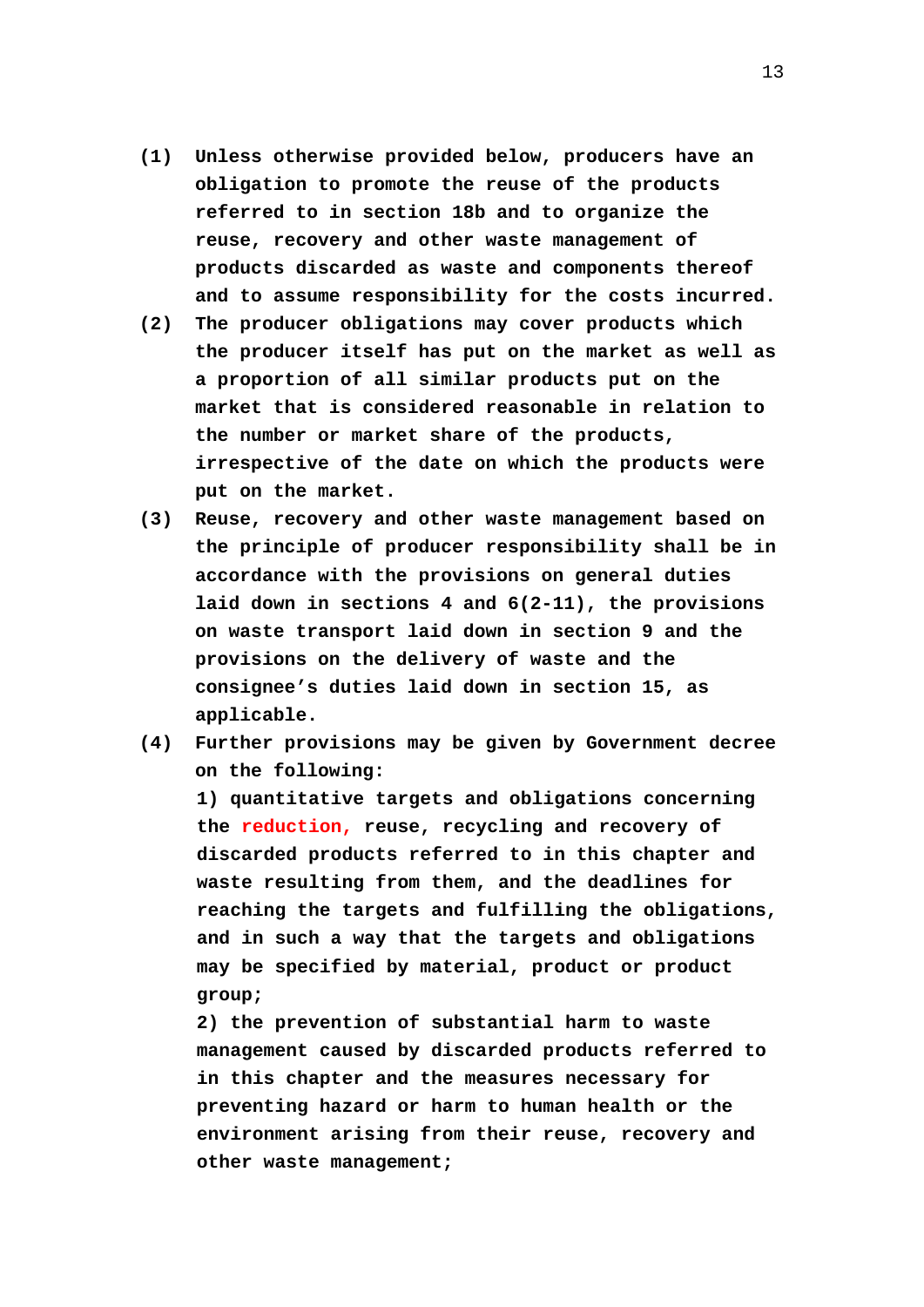**(1) Unless otherwise provided below, producers have an obligation to promote the reuse of the products referred to in section 18b and to organize the reuse, recovery and other waste management of products discarded as waste and components thereof and to assume responsibility for the costs incurred.**

**(2) The producer obligations may cover products which the producer itself has put on the market as well as a proportion of all similar products put on the market that is considered reasonable in relation to the number or market share of the products, irrespective of the date on which the products were put on the market.**

**(3) Reuse, recovery and other waste management based on the principle of producer responsibility shall be in accordance with the provisions on general duties laid down in sections 4 and 6(2-11), the provisions on waste transport laid down in section 9 and the provisions on the delivery of waste and the consignee's duties laid down in section 15, as applicable.**

**(4) Further provisions may be given by Government decree on the following:**

**1) quantitative targets and obligations concerning the reduction, reuse, recycling and recovery of discarded products referred to in this chapter and waste resulting from them, and the deadlines for reaching the targets and fulfilling the obligations, and in such a way that the targets and obligations may be specified by material, product or product group;**

**2) the prevention of substantial harm to waste management caused by discarded products referred to in this chapter and the measures necessary for preventing hazard or harm to human health or the environment arising from their reuse, recovery and other waste management;**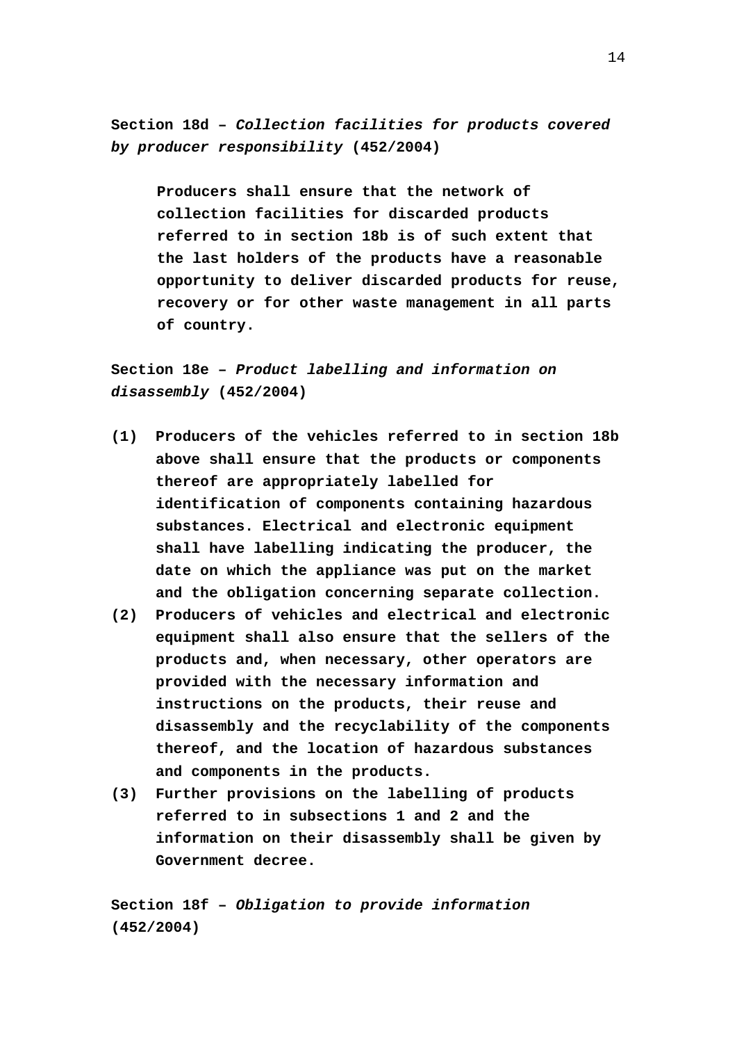**Section 18d – *Collection facilities for products covered by producer responsibility* (452/2004)**

Producers shall ensure that the network of collection facilities for discarded products referred to in section 18b is of such extent that the last holders of the products have a reasonable opportunity to deliver discarded products for reuse, recovery or for other waste management in all parts of country.

**Section 18e – *Product labelling and information on disassembly* (452/2004)**

(1) Producers of the vehicles referred to in section 18b above shall ensure that the products or components thereof are appropriately labelled for identification of components containing hazardous substances. Electrical and electronic equipment shall have labelling indicating the producer, the date on which the appliance was put on the market and the obligation concerning separate collection.

(2) Producers of vehicles and electrical and electronic equipment shall also ensure that the sellers of the products and, when necessary, other operators are provided with the necessary information and instructions on the products, their reuse and disassembly and the recyclability of the components thereof, and the location of hazardous substances and components in the products.

(3) Further provisions on the labelling of products referred to in subsections 1 and 2 and the information on their disassembly shall be given by Government decree.

**Section 18f – *Obligation to provide information* (452/2004)**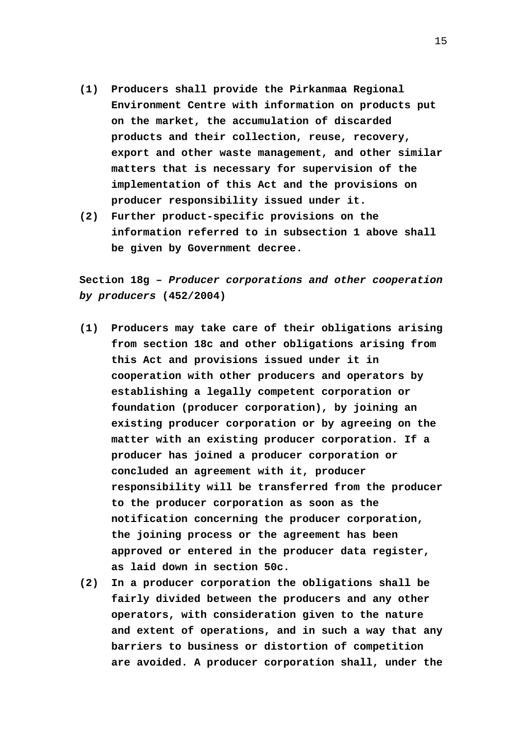**(1) Producers shall provide the Pirkanmaa Regional Environment Centre with information on products put on the market, the accumulation of discarded products and their collection, reuse, recovery, export and other waste management, and other similar matters that is necessary for supervision of the implementation of this Act and the provisions on producer responsibility issued under it.**

**(2) Further product-specific provisions on the information referred to in subsection 1 above shall be given by Government decree.**

**Section 18g – *Producer corporations and other cooperation by producers* (452/2004)**

**(1) Producers may take care of their obligations arising from section 18c and other obligations arising from this Act and provisions issued under it in cooperation with other producers and operators by establishing a legally competent corporation or foundation (producer corporation), by joining an existing producer corporation or by agreeing on the matter with an existing producer corporation. If a producer has joined a producer corporation or concluded an agreement with it, producer responsibility will be transferred from the producer to the producer corporation as soon as the notification concerning the producer corporation, the joining process or the agreement has been approved or entered in the producer data register, as laid down in section 50c.**

**(2) In a producer corporation the obligations shall be fairly divided between the producers and any other operators, with consideration given to the nature and extent of operations, and in such a way that any barriers to business or distortion of competition are avoided. A producer corporation shall, under the**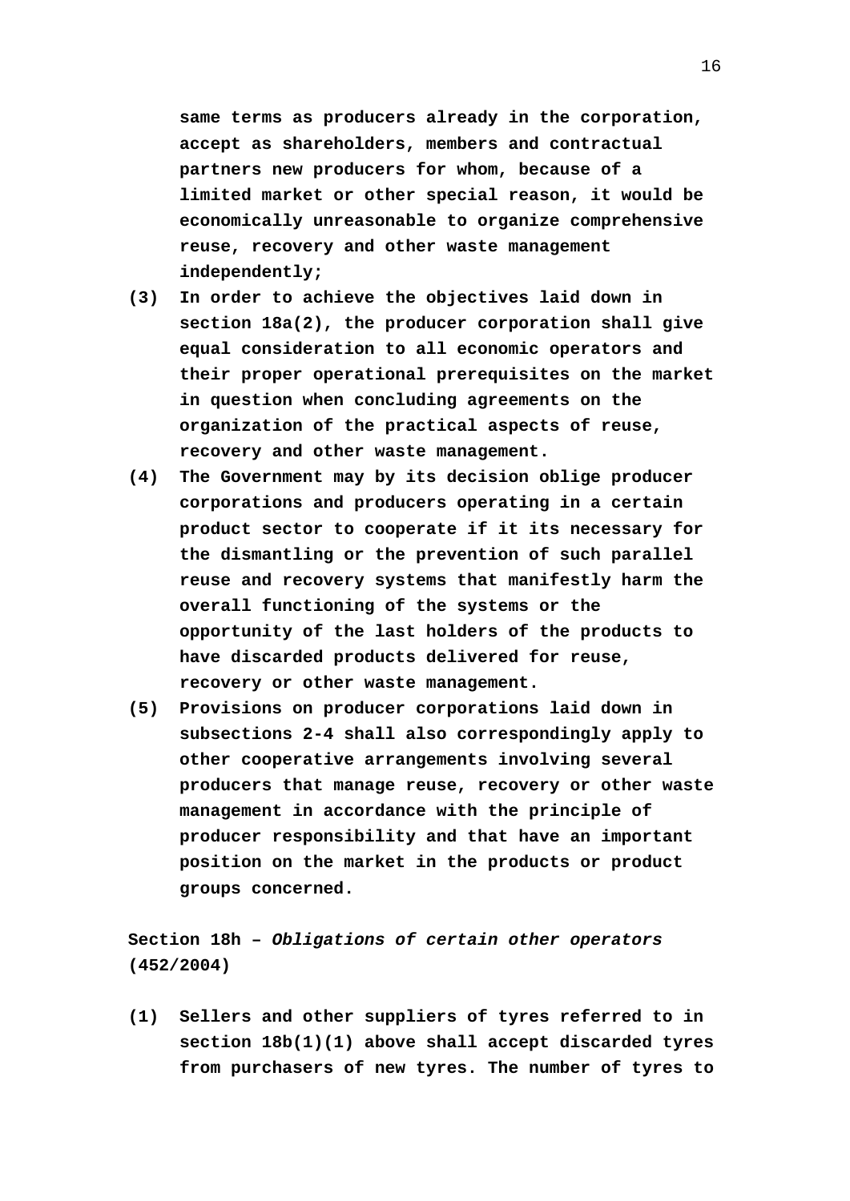**same terms as producers already in the corporation, accept as shareholders, members and contractual partners new producers for whom, because of a limited market or other special reason, it would be economically unreasonable to organize comprehensive reuse, recovery and other waste management independently;**

**(3) In order to achieve the objectives laid down in section 18a(2), the producer corporation shall give equal consideration to all economic operators and their proper operational prerequisites on the market in question when concluding agreements on the organization of the practical aspects of reuse, recovery and other waste management.**

**(4) The Government may by its decision oblige producer corporations and producers operating in a certain product sector to cooperate if it its necessary for the dismantling or the prevention of such parallel reuse and recovery systems that manifestly harm the overall functioning of the systems or the opportunity of the last holders of the products to have discarded products delivered for reuse, recovery or other waste management.**

**(5) Provisions on producer corporations laid down in subsections 2-4 shall also correspondingly apply to other cooperative arrangements involving several producers that manage reuse, recovery or other waste management in accordance with the principle of producer responsibility and that have an important position on the market in the products or product groups concerned.**

**Section 18h –** ***Obligations of certain other operators*** **(452/2004)**

**(1) Sellers and other suppliers of tyres referred to in section 18b(1)(1) above shall accept discarded tyres from purchasers of new tyres. The number of tyres to**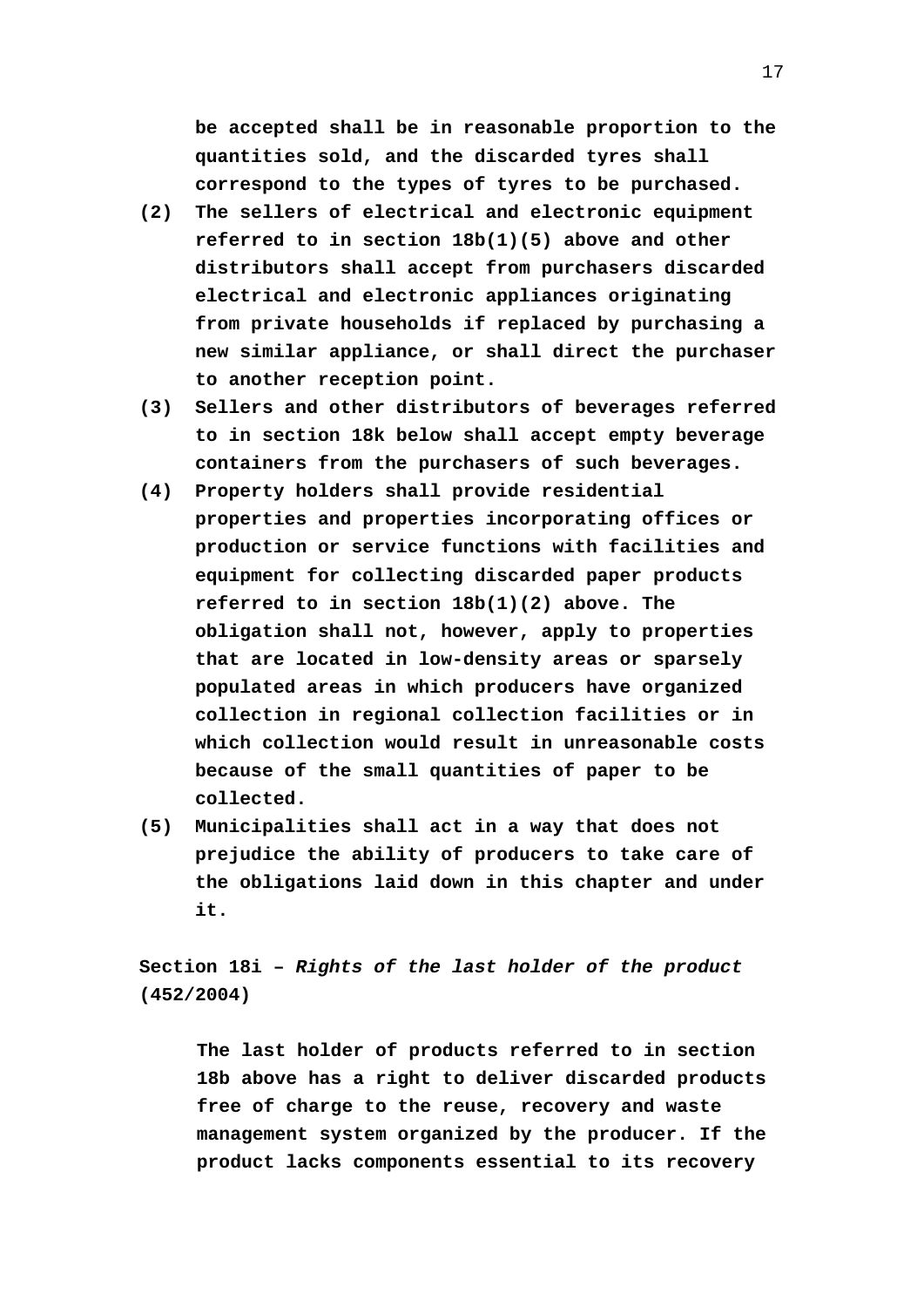be accepted shall be in reasonable proportion to the quantities sold, and the discarded tyres shall correspond to the types of tyres to be purchased.

(2) The sellers of electrical and electronic equipment referred to in section 18b(1)(5) above and other distributors shall accept from purchasers discarded electrical and electronic appliances originating from private households if replaced by purchasing a new similar appliance, or shall direct the purchaser to another reception point.

(3) Sellers and other distributors of beverages referred to in section 18k below shall accept empty beverage containers from the purchasers of such beverages.

(4) Property holders shall provide residential properties and properties incorporating offices or production or service functions with facilities and equipment for collecting discarded paper products referred to in section 18b(1)(2) above. The obligation shall not, however, apply to properties that are located in low-density areas or sparsely populated areas in which producers have organized collection in regional collection facilities or in which collection would result in unreasonable costs because of the small quantities of paper to be collected.

(5) Municipalities shall act in a way that does not prejudice the ability of producers to take care of the obligations laid down in this chapter and under it.

**Section 18i –** ***Rights of the last holder of the product*** **(452/2004)**

The last holder of products referred to in section 18b above has a right to deliver discarded products free of charge to the reuse, recovery and waste management system organized by the producer. If the product lacks components essential to its recovery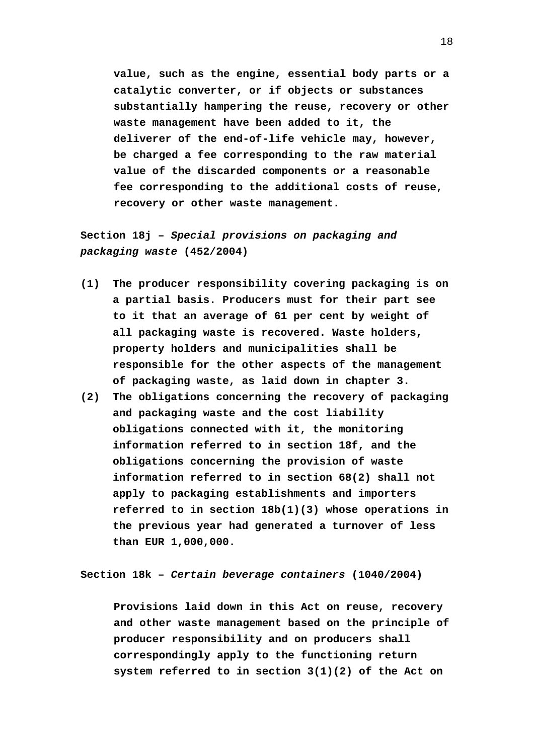**value, such as the engine, essential body parts or a catalytic converter, or if objects or substances substantially hampering the reuse, recovery or other waste management have been added to it, the deliverer of the end-of-life vehicle may, however, be charged a fee corresponding to the raw material value of the discarded components or a reasonable fee corresponding to the additional costs of reuse, recovery or other waste management.**

**Section 18j –** ***Special provisions on packaging and packaging waste*** **(452/2004)**

**(1) The producer responsibility covering packaging is on a partial basis. Producers must for their part see to it that an average of 61 per cent by weight of all packaging waste is recovered. Waste holders, property holders and municipalities shall be responsible for the other aspects of the management of packaging waste, as laid down in chapter 3.**

**(2) The obligations concerning the recovery of packaging and packaging waste and the cost liability obligations connected with it, the monitoring information referred to in section 18f, and the obligations concerning the provision of waste information referred to in section 68(2) shall not apply to packaging establishments and importers referred to in section 18b(1)(3) whose operations in the previous year had generated a turnover of less than EUR 1,000,000.**

**Section 18k –** ***Certain beverage containers*** **(1040/2004)**

**Provisions laid down in this Act on reuse, recovery and other waste management based on the principle of producer responsibility and on producers shall correspondingly apply to the functioning return system referred to in section 3(1)(2) of the Act on**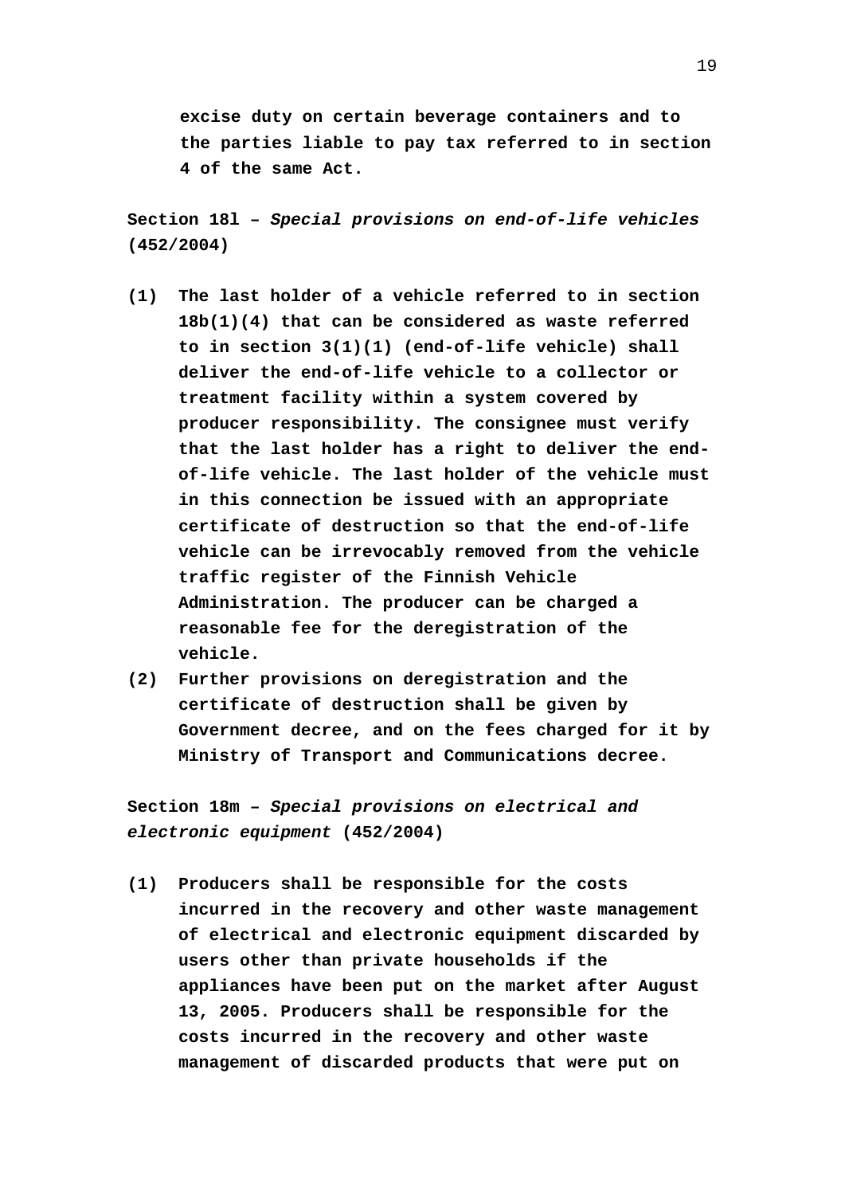excise duty on certain beverage containers and to the parties liable to pay tax referred to in section 4 of the same Act.

**Section 18l – *Special provisions on end-of-life vehicles* (452/2004)**

**(1)** The last holder of a vehicle referred to in section 18b(1)(4) that can be considered as waste referred to in section 3(1)(1) (end-of-life vehicle) shall deliver the end-of-life vehicle to a collector or treatment facility within a system covered by producer responsibility. The consignee must verify that the last holder has a right to deliver the end-of-life vehicle. The last holder of the vehicle must in this connection be issued with an appropriate certificate of destruction so that the end-of-life vehicle can be irrevocably removed from the vehicle traffic register of the Finnish Vehicle Administration. The producer can be charged a reasonable fee for the deregistration of the vehicle.

**(2)** Further provisions on deregistration and the certificate of destruction shall be given by Government decree, and on the fees charged for it by Ministry of Transport and Communications decree.

**Section 18m – *Special provisions on electrical and electronic equipment* (452/2004)**

**(1)** Producers shall be responsible for the costs incurred in the recovery and other waste management of electrical and electronic equipment discarded by users other than private households if the appliances have been put on the market after August 13, 2005. Producers shall be responsible for the costs incurred in the recovery and other waste management of discarded products that were put on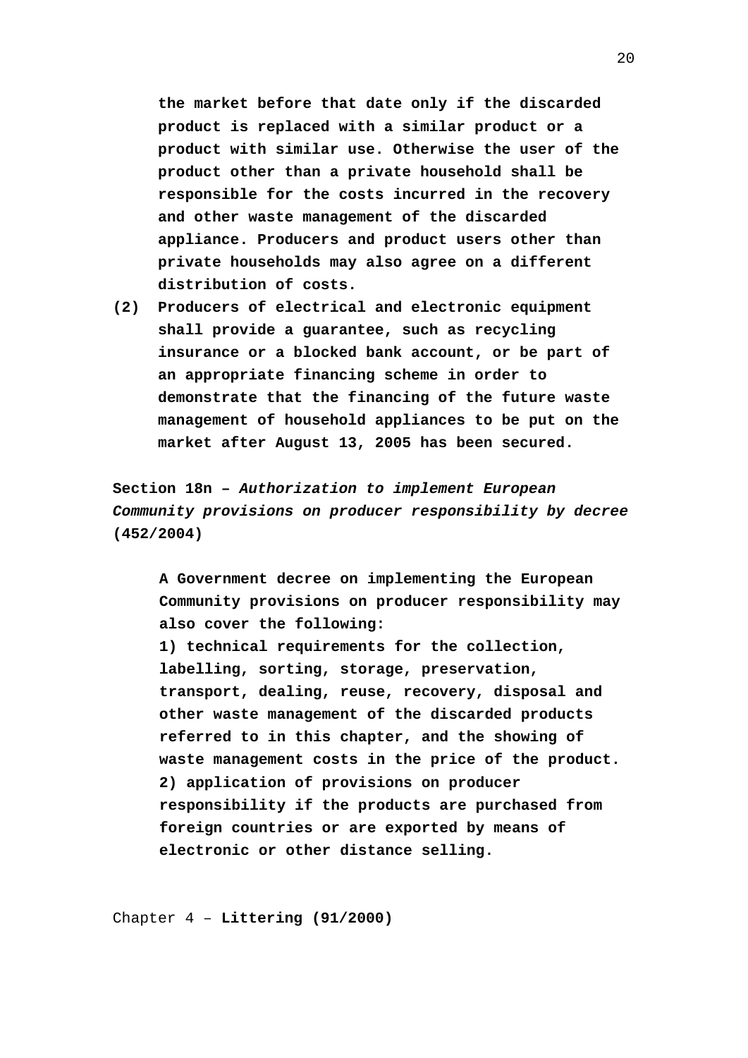**the market before that date only if the discarded product is replaced with a similar product or a product with similar use. Otherwise the user of the product other than a private household shall be responsible for the costs incurred in the recovery and other waste management of the discarded appliance. Producers and product users other than private households may also agree on a different distribution of costs.**

**(2) Producers of electrical and electronic equipment shall provide a guarantee, such as recycling insurance or a blocked bank account, or be part of an appropriate financing scheme in order to demonstrate that the financing of the future waste management of household appliances to be put on the market after August 13, 2005 has been secured.**

**Section 18n –** ***Authorization to implement European Community provisions on producer responsibility by decree*** **(452/2004)**

**A Government decree on implementing the European Community provisions on producer responsibility may also cover the following:**

**1) technical requirements for the collection, labelling, sorting, storage, preservation, transport, dealing, reuse, recovery, disposal and other waste management of the discarded products referred to in this chapter, and the showing of waste management costs in the price of the product.**

**2) application of provisions on producer responsibility if the products are purchased from foreign countries or are exported by means of electronic or other distance selling.**

Chapter 4 – **Littering (91/2000)**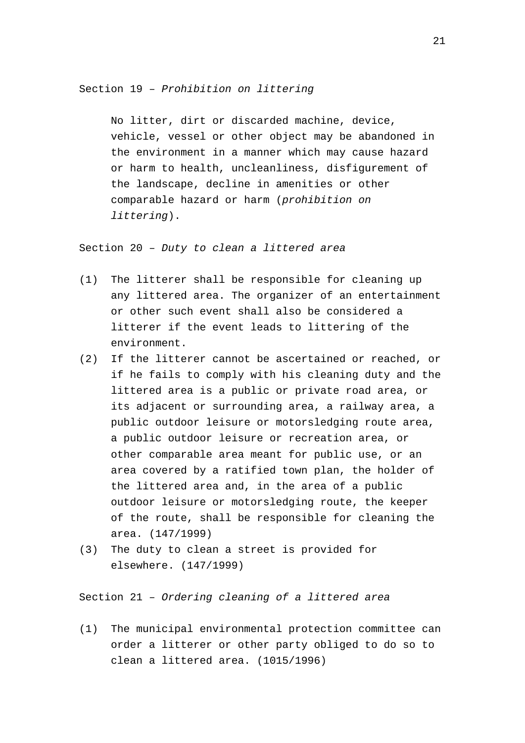Section 19 – *Prohibition on littering*

No litter, dirt or discarded machine, device, vehicle, vessel or other object may be abandoned in the environment in a manner which may cause hazard or harm to health, uncleanliness, disfigurement of the landscape, decline in amenities or other comparable hazard or harm (*prohibition on littering*).

Section 20 – *Duty to clean a littered area*

(1) The litterer shall be responsible for cleaning up any littered area. The organizer of an entertainment or other such event shall also be considered a litterer if the event leads to littering of the environment.

(2) If the litterer cannot be ascertained or reached, or if he fails to comply with his cleaning duty and the littered area is a public or private road area, or its adjacent or surrounding area, a railway area, a public outdoor leisure or motorsledging route area, a public outdoor leisure or recreation area, or other comparable area meant for public use, or an area covered by a ratified town plan, the holder of the littered area and, in the area of a public outdoor leisure or motorsledging route, the keeper of the route, shall be responsible for cleaning the area. (147/1999)

(3) The duty to clean a street is provided for elsewhere. (147/1999)

Section 21 – *Ordering cleaning of a littered area*

(1) The municipal environmental protection committee can order a litterer or other party obliged to do so to clean a littered area. (1015/1996)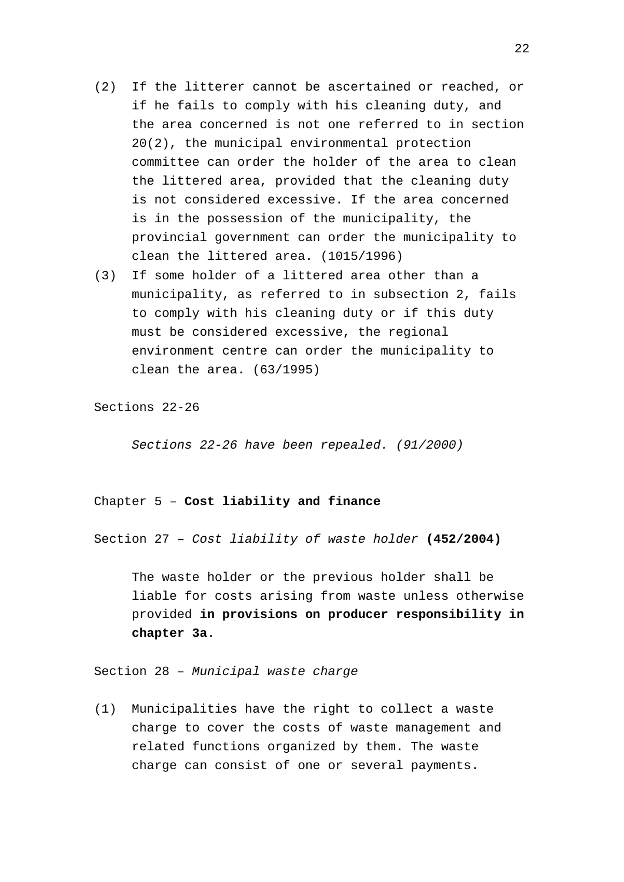(2) If the litterer cannot be ascertained or reached, or if he fails to comply with his cleaning duty, and the area concerned is not one referred to in section 20(2), the municipal environmental protection committee can order the holder of the area to clean the littered area, provided that the cleaning duty is not considered excessive. If the area concerned is in the possession of the municipality, the provincial government can order the municipality to clean the littered area. (1015/1996)

(3) If some holder of a littered area other than a municipality, as referred to in subsection 2, fails to comply with his cleaning duty or if this duty must be considered excessive, the regional environment centre can order the municipality to clean the area. (63/1995)

Sections 22-26

*Sections 22-26 have been repealed. (91/2000)*

## Chapter 5 – **Cost liability and finance**

### Section 27 – *Cost liability of waste holder* **(452/2004)**

The waste holder or the previous holder shall be liable for costs arising from waste unless otherwise provided **in provisions on producer responsibility in chapter 3a**.

### Section 28 – *Municipal waste charge*

(1) Municipalities have the right to collect a waste charge to cover the costs of waste management and related functions organized by them. The waste charge can consist of one or several payments.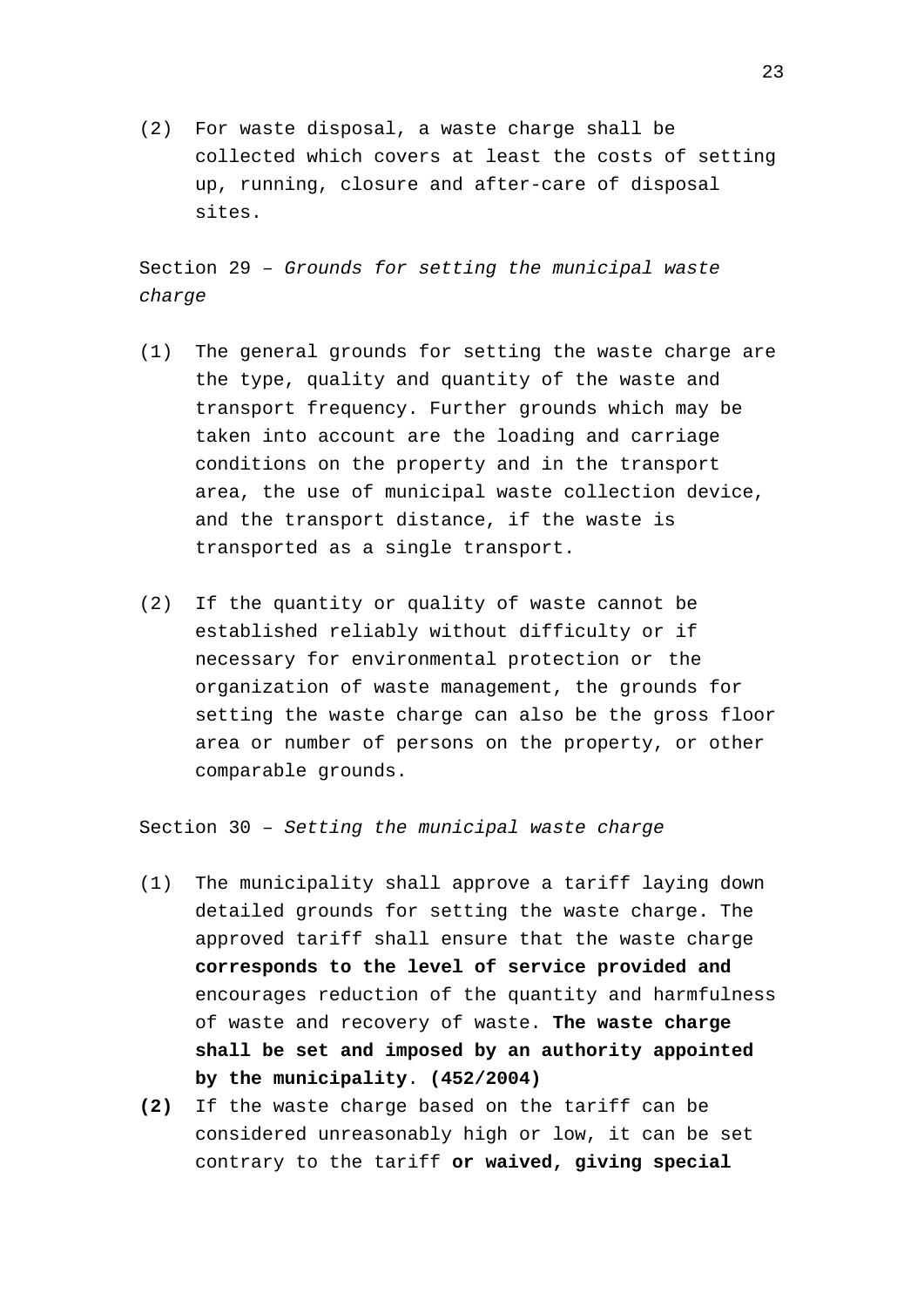(2) For waste disposal, a waste charge shall be collected which covers at least the costs of setting up, running, closure and after-care of disposal sites.

Section 29 – *Grounds for setting the municipal waste charge*

(1) The general grounds for setting the waste charge are the type, quality and quantity of the waste and transport frequency. Further grounds which may be taken into account are the loading and carriage conditions on the property and in the transport area, the use of municipal waste collection device, and the transport distance, if the waste is transported as a single transport.

(2) If the quantity or quality of waste cannot be established reliably without difficulty or if necessary for environmental protection or the organization of waste management, the grounds for setting the waste charge can also be the gross floor area or number of persons on the property, or other comparable grounds.

Section 30 – *Setting the municipal waste charge*

(1) The municipality shall approve a tariff laying down detailed grounds for setting the waste charge. The approved tariff shall ensure that the waste charge **corresponds to the level of service provided and** encourages reduction of the quantity and harmfulness of waste and recovery of waste. **The waste charge shall be set and imposed by an authority appointed by the municipality**. **(452/2004)**

**(2)** If the waste charge based on the tariff can be considered unreasonably high or low, it can be set contrary to the tariff **or waived, giving special**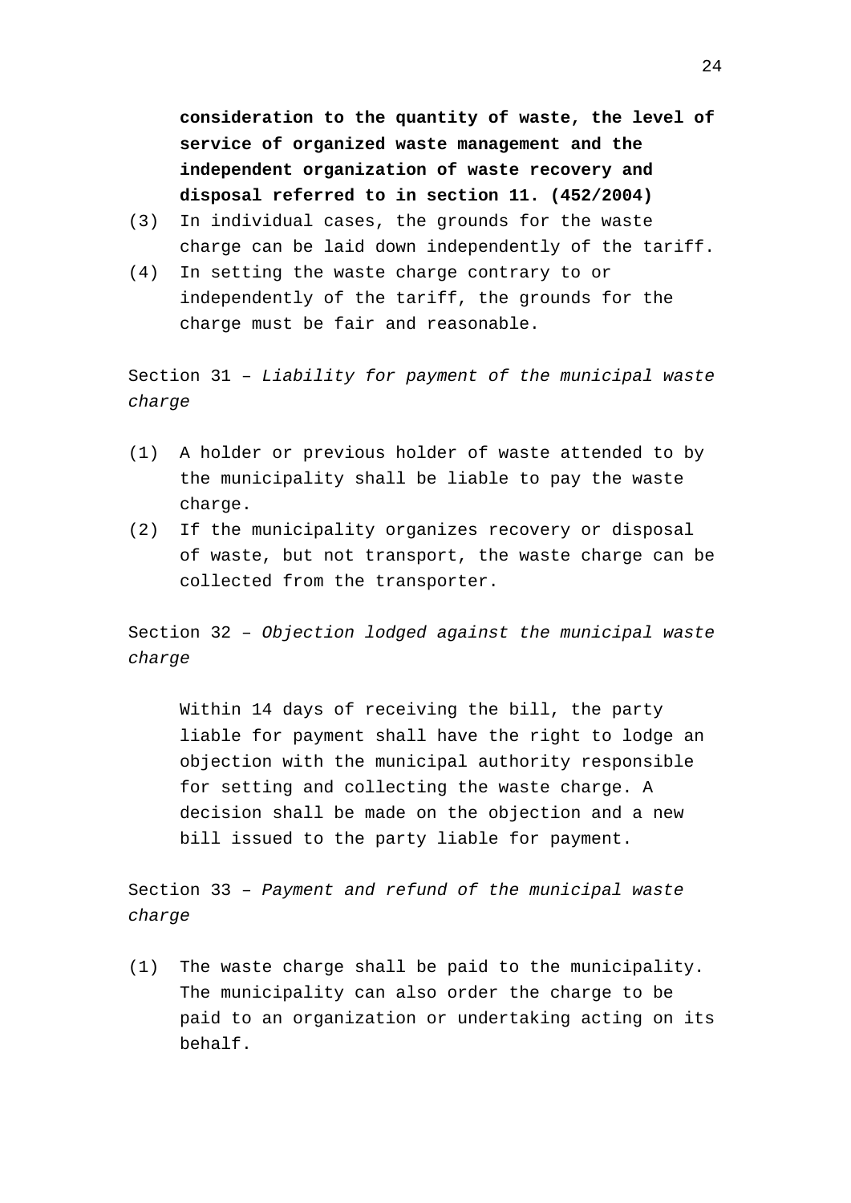**consideration to the quantity of waste, the level of service of organized waste management and the independent organization of waste recovery and disposal referred to in section 11. (452/2004)**

(3) In individual cases, the grounds for the waste charge can be laid down independently of the tariff.

(4) In setting the waste charge contrary to or independently of the tariff, the grounds for the charge must be fair and reasonable.

Section 31 – *Liability for payment of the municipal waste charge*

(1) A holder or previous holder of waste attended to by the municipality shall be liable to pay the waste charge.

(2) If the municipality organizes recovery or disposal of waste, but not transport, the waste charge can be collected from the transporter.

Section 32 – *Objection lodged against the municipal waste charge*

Within 14 days of receiving the bill, the party liable for payment shall have the right to lodge an objection with the municipal authority responsible for setting and collecting the waste charge. A decision shall be made on the objection and a new bill issued to the party liable for payment.

Section 33 – *Payment and refund of the municipal waste charge*

(1) The waste charge shall be paid to the municipality. The municipality can also order the charge to be paid to an organization or undertaking acting on its behalf.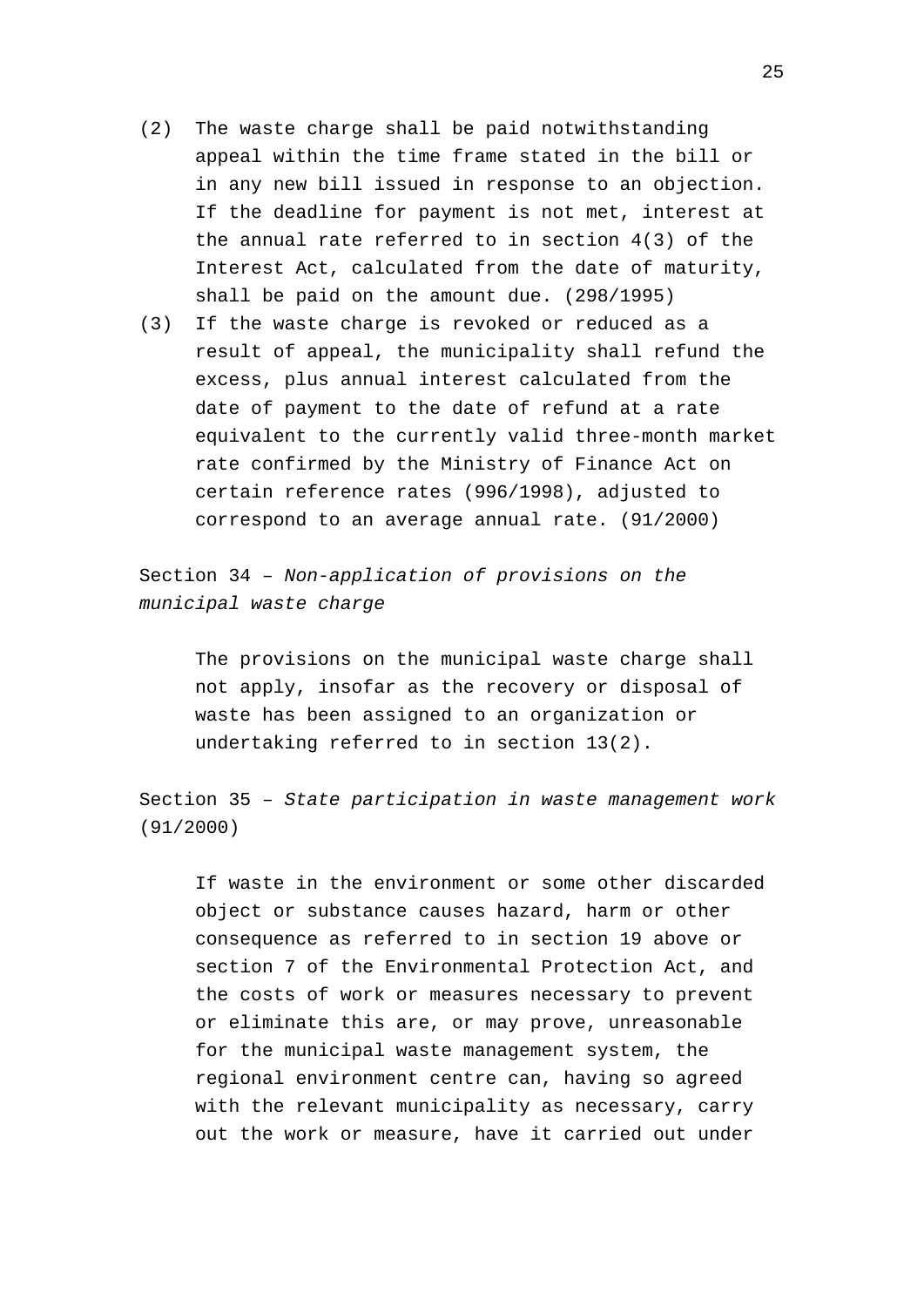(2) The waste charge shall be paid notwithstanding appeal within the time frame stated in the bill or in any new bill issued in response to an objection. If the deadline for payment is not met, interest at the annual rate referred to in section 4(3) of the Interest Act, calculated from the date of maturity, shall be paid on the amount due. (298/1995)

(3) If the waste charge is revoked or reduced as a result of appeal, the municipality shall refund the excess, plus annual interest calculated from the date of payment to the date of refund at a rate equivalent to the currently valid three-month market rate confirmed by the Ministry of Finance Act on certain reference rates (996/1998), adjusted to correspond to an average annual rate. (91/2000)

Section 34 – *Non-application of provisions on the municipal waste charge*

The provisions on the municipal waste charge shall not apply, insofar as the recovery or disposal of waste has been assigned to an organization or undertaking referred to in section 13(2).

Section 35 – *State participation in waste management work* (91/2000)

If waste in the environment or some other discarded object or substance causes hazard, harm or other consequence as referred to in section 19 above or section 7 of the Environmental Protection Act, and the costs of work or measures necessary to prevent or eliminate this are, or may prove, unreasonable for the municipal waste management system, the regional environment centre can, having so agreed with the relevant municipality as necessary, carry out the work or measure, have it carried out under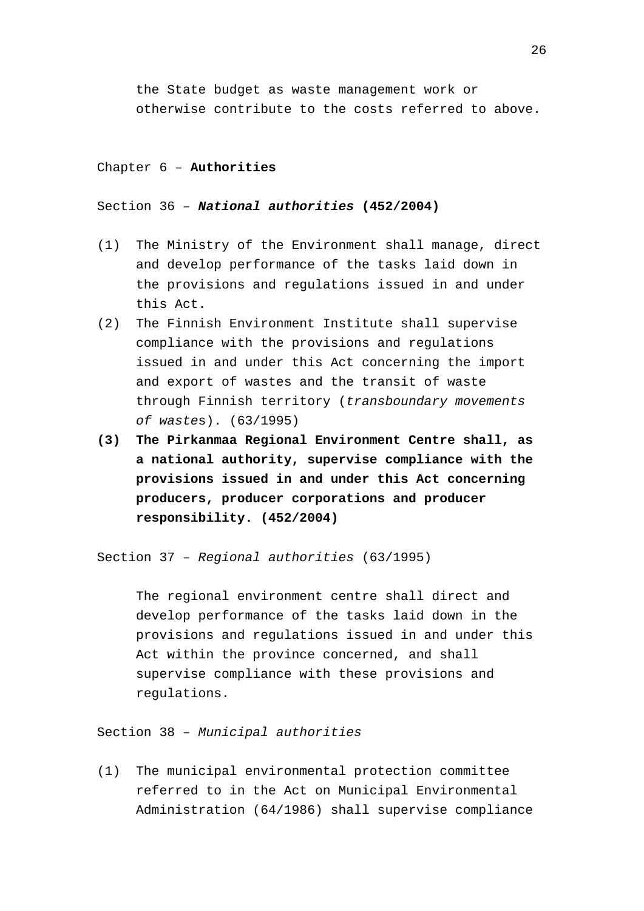the State budget as waste management work or otherwise contribute to the costs referred to above.

## Chapter 6 – **Authorities**

### Section 36 – ***National authorities*** **(452/2004)**

(1) The Ministry of the Environment shall manage, direct and develop performance of the tasks laid down in the provisions and regulations issued in and under this Act.

(2) The Finnish Environment Institute shall supervise compliance with the provisions and regulations issued in and under this Act concerning the import and export of wastes and the transit of waste through Finnish territory (*transboundary movements of wastes*). (63/1995)

**(3) The Pirkanmaa Regional Environment Centre shall, as a national authority, supervise compliance with the provisions issued in and under this Act concerning producers, producer corporations and producer responsibility. (452/2004)**

### Section 37 – *Regional authorities* (63/1995)

The regional environment centre shall direct and develop performance of the tasks laid down in the provisions and regulations issued in and under this Act within the province concerned, and shall supervise compliance with these provisions and regulations.

### Section 38 – *Municipal authorities*

(1) The municipal environmental protection committee referred to in the Act on Municipal Environmental Administration (64/1986) shall supervise compliance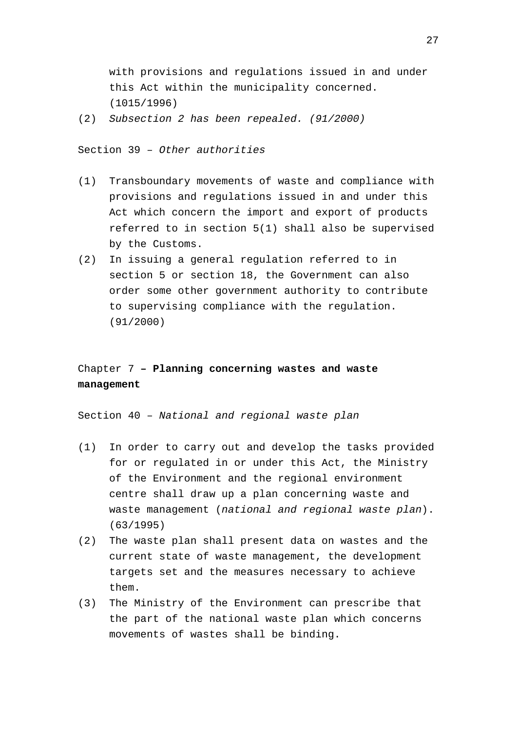with provisions and regulations issued in and under this Act within the municipality concerned. (1015/1996)

(2) *Subsection 2 has been repealed. (91/2000)*

Section 39 – *Other authorities*

(1) Transboundary movements of waste and compliance with provisions and regulations issued in and under this Act which concern the import and export of products referred to in section 5(1) shall also be supervised by the Customs.

(2) In issuing a general regulation referred to in section 5 or section 18, the Government can also order some other government authority to contribute to supervising compliance with the regulation. (91/2000)

## Chapter 7 – **Planning concerning wastes and waste management**

Section 40 – *National and regional waste plan*

(1) In order to carry out and develop the tasks provided for or regulated in or under this Act, the Ministry of the Environment and the regional environment centre shall draw up a plan concerning waste and waste management (*national and regional waste plan*). (63/1995)

(2) The waste plan shall present data on wastes and the current state of waste management, the development targets set and the measures necessary to achieve them.

(3) The Ministry of the Environment can prescribe that the part of the national waste plan which concerns movements of wastes shall be binding.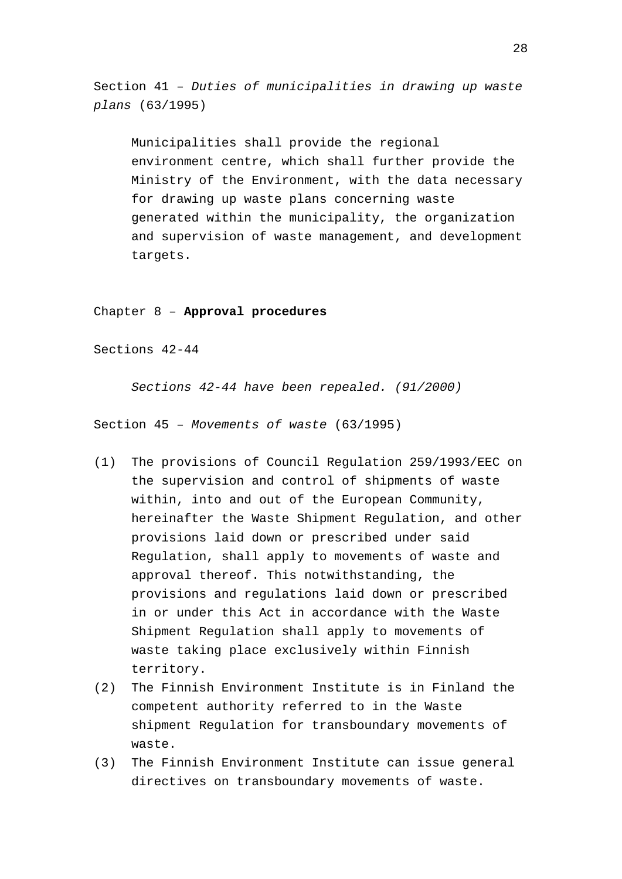Section 41 – *Duties of municipalities in drawing up waste plans* (63/1995)

Municipalities shall provide the regional environment centre, which shall further provide the Ministry of the Environment, with the data necessary for drawing up waste plans concerning waste generated within the municipality, the organization and supervision of waste management, and development targets.

## Chapter 8 – **Approval procedures**

Sections 42-44

*Sections 42-44 have been repealed. (91/2000)*

Section 45 – *Movements of waste* (63/1995)

(1) The provisions of Council Regulation 259/1993/EEC on the supervision and control of shipments of waste within, into and out of the European Community, hereinafter the Waste Shipment Regulation, and other provisions laid down or prescribed under said Regulation, shall apply to movements of waste and approval thereof. This notwithstanding, the provisions and regulations laid down or prescribed in or under this Act in accordance with the Waste Shipment Regulation shall apply to movements of waste taking place exclusively within Finnish territory.

(2) The Finnish Environment Institute is in Finland the competent authority referred to in the Waste shipment Regulation for transboundary movements of waste.

(3) The Finnish Environment Institute can issue general directives on transboundary movements of waste.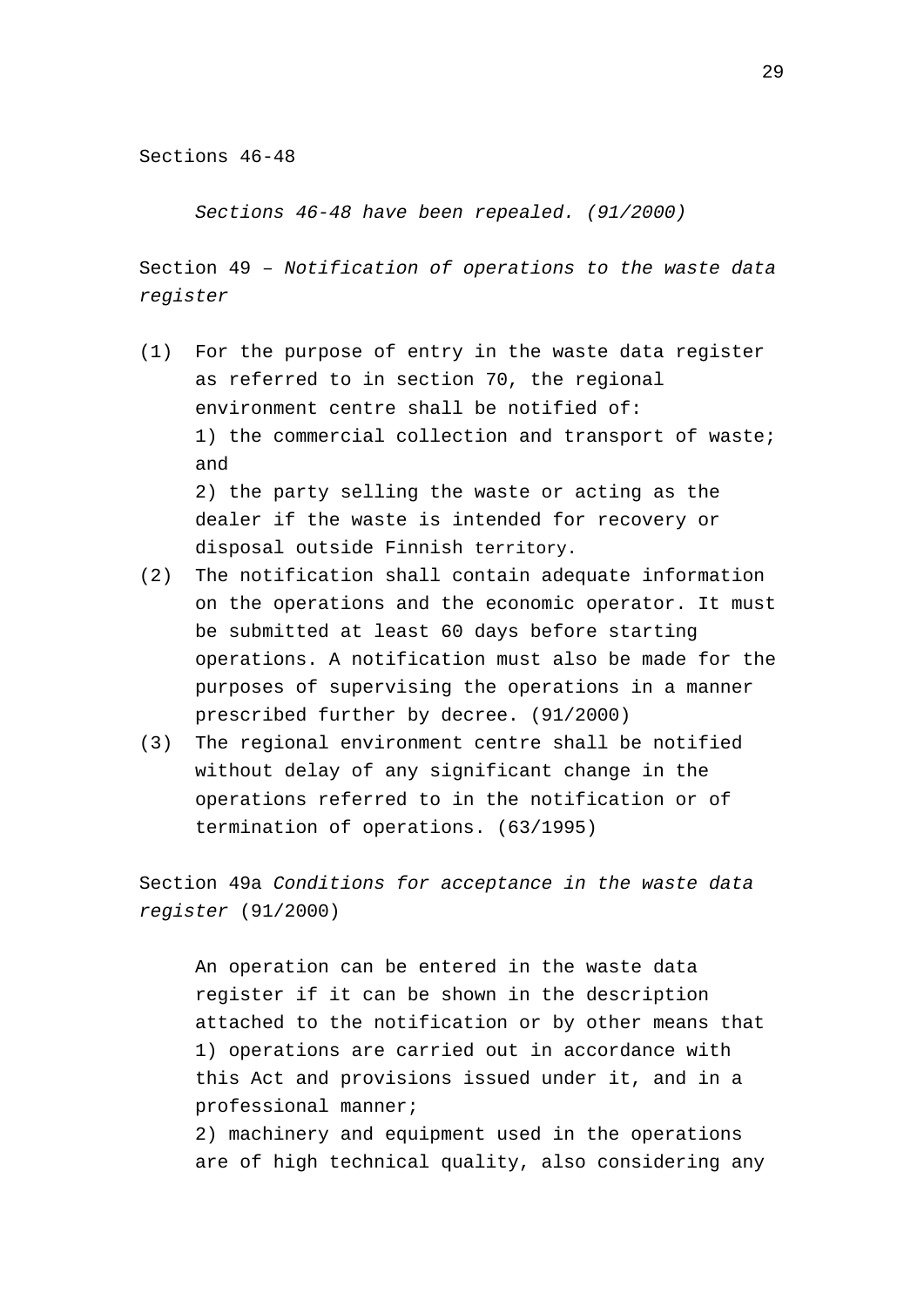Sections 46-48

*Sections 46-48 have been repealed. (91/2000)*

Section 49 – *Notification of operations to the waste data register*

(1) For the purpose of entry in the waste data register as referred to in section 70, the regional environment centre shall be notified of:
1) the commercial collection and transport of waste; and
2) the party selling the waste or acting as the dealer if the waste is intended for recovery or disposal outside Finnish territory.

(2) The notification shall contain adequate information on the operations and the economic operator. It must be submitted at least 60 days before starting operations. A notification must also be made for the purposes of supervising the operations in a manner prescribed further by decree. (91/2000)

(3) The regional environment centre shall be notified without delay of any significant change in the operations referred to in the notification or of termination of operations. (63/1995)

Section 49a *Conditions for acceptance in the waste data register* (91/2000)

An operation can be entered in the waste data register if it can be shown in the description attached to the notification or by other means that
1) operations are carried out in accordance with this Act and provisions issued under it, and in a professional manner;
2) machinery and equipment used in the operations are of high technical quality, also considering any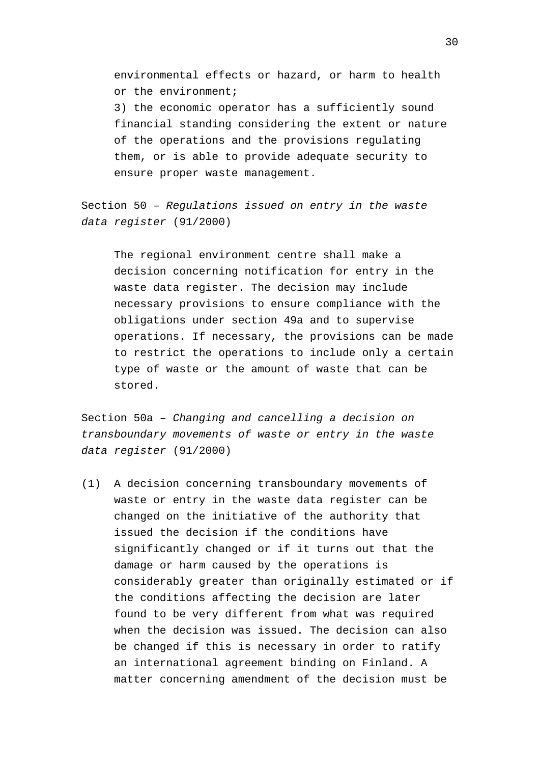environmental effects or hazard, or harm to health or the environment;

3) the economic operator has a sufficiently sound financial standing considering the extent or nature of the operations and the provisions regulating them, or is able to provide adequate security to ensure proper waste management.

Section 50 – *Regulations issued on entry in the waste data register* (91/2000)

The regional environment centre shall make a decision concerning notification for entry in the waste data register. The decision may include necessary provisions to ensure compliance with the obligations under section 49a and to supervise operations. If necessary, the provisions can be made to restrict the operations to include only a certain type of waste or the amount of waste that can be stored.

Section 50a – *Changing and cancelling a decision on transboundary movements of waste or entry in the waste data register* (91/2000)

(1) A decision concerning transboundary movements of waste or entry in the waste data register can be changed on the initiative of the authority that issued the decision if the conditions have significantly changed or if it turns out that the damage or harm caused by the operations is considerably greater than originally estimated or if the conditions affecting the decision are later found to be very different from what was required when the decision was issued. The decision can also be changed if this is necessary in order to ratify an international agreement binding on Finland. A matter concerning amendment of the decision must be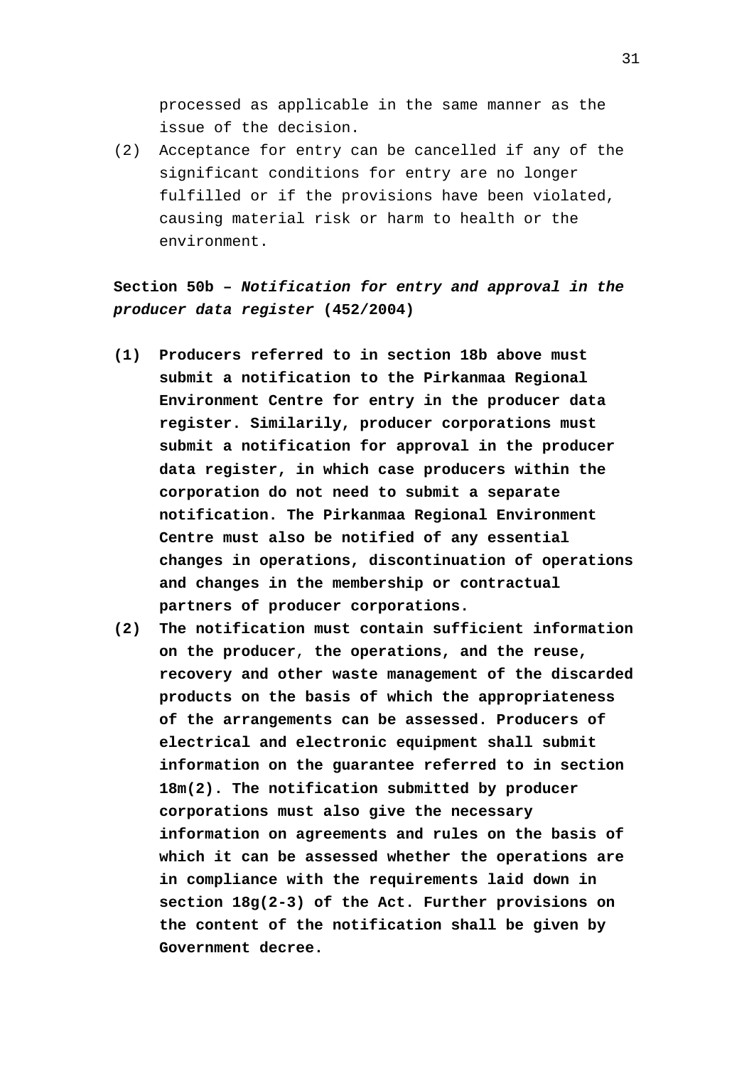processed as applicable in the same manner as the issue of the decision.

(2) Acceptance for entry can be cancelled if any of the significant conditions for entry are no longer fulfilled or if the provisions have been violated, causing material risk or harm to health or the environment.

**Section 50b – *Notification for entry and approval in the producer data register* (452/2004)**

**(1) Producers referred to in section 18b above must submit a notification to the Pirkanmaa Regional Environment Centre for entry in the producer data register. Similarily, producer corporations must submit a notification for approval in the producer data register, in which case producers within the corporation do not need to submit a separate notification. The Pirkanmaa Regional Environment Centre must also be notified of any essential changes in operations, discontinuation of operations and changes in the membership or contractual partners of producer corporations.**

**(2) The notification must contain sufficient information on the producer, the operations, and the reuse, recovery and other waste management of the discarded products on the basis of which the appropriateness of the arrangements can be assessed. Producers of electrical and electronic equipment shall submit information on the guarantee referred to in section 18m(2). The notification submitted by producer corporations must also give the necessary information on agreements and rules on the basis of which it can be assessed whether the operations are in compliance with the requirements laid down in section 18g(2-3) of the Act. Further provisions on the content of the notification shall be given by Government decree.**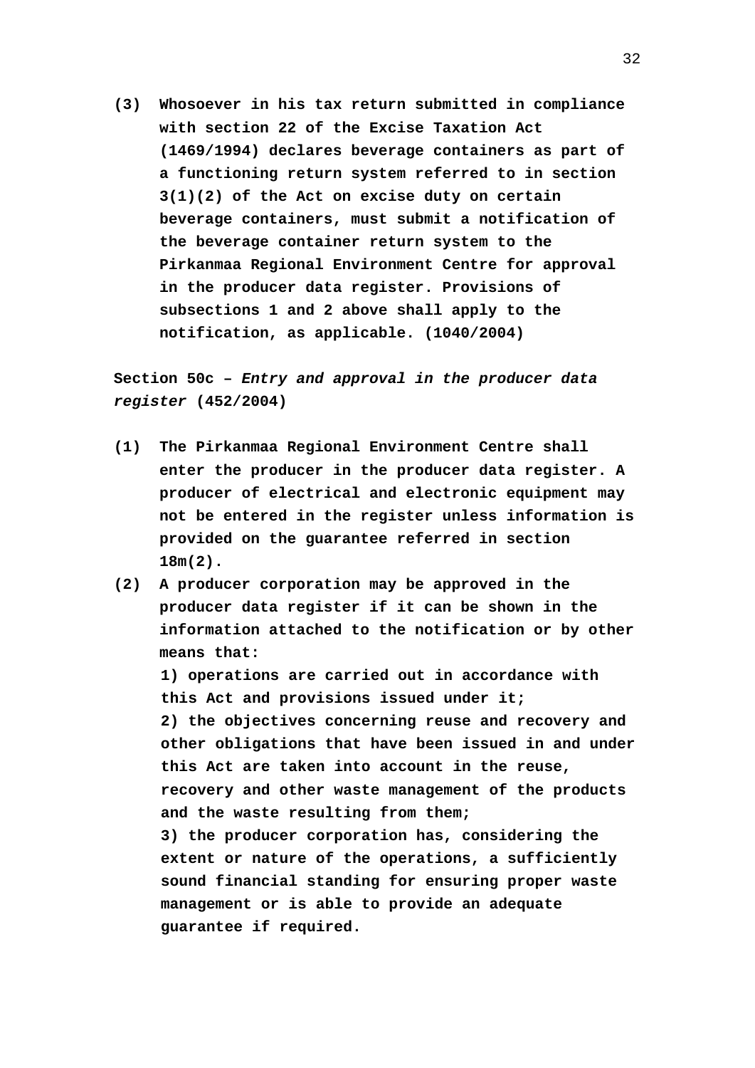**(3) Whosoever in his tax return submitted in compliance with section 22 of the Excise Taxation Act (1469/1994) declares beverage containers as part of a functioning return system referred to in section 3(1)(2) of the Act on excise duty on certain beverage containers, must submit a notification of the beverage container return system to the Pirkanmaa Regional Environment Centre for approval in the producer data register. Provisions of subsections 1 and 2 above shall apply to the notification, as applicable. (1040/2004)**

**Section 50c –** ***Entry and approval in the producer data register*** **(452/2004)**

**(1) The Pirkanmaa Regional Environment Centre shall enter the producer in the producer data register. A producer of electrical and electronic equipment may not be entered in the register unless information is provided on the guarantee referred in section 18m(2).**

**(2) A producer corporation may be approved in the producer data register if it can be shown in the information attached to the notification or by other means that:**

**1) operations are carried out in accordance with this Act and provisions issued under it;**

**2) the objectives concerning reuse and recovery and other obligations that have been issued in and under this Act are taken into account in the reuse, recovery and other waste management of the products and the waste resulting from them;**

**3) the producer corporation has, considering the extent or nature of the operations, a sufficiently sound financial standing for ensuring proper waste management or is able to provide an adequate guarantee if required.**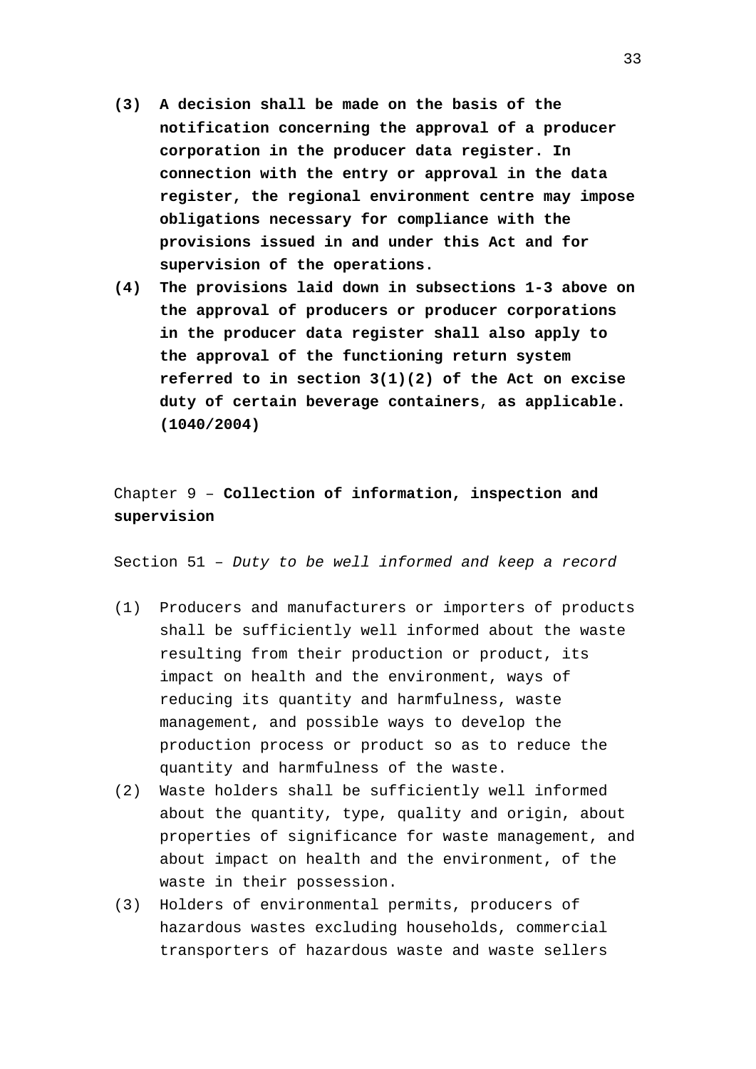**(3) A decision shall be made on the basis of the notification concerning the approval of a producer corporation in the producer data register. In connection with the entry or approval in the data register, the regional environment centre may impose obligations necessary for compliance with the provisions issued in and under this Act and for supervision of the operations.**

**(4) The provisions laid down in subsections 1-3 above on the approval of producers or producer corporations in the producer data register shall also apply to the approval of the functioning return system referred to in section 3(1)(2) of the Act on excise duty of certain beverage containers, as applicable. (1040/2004)**

## Chapter 9 – **Collection of information, inspection and supervision**

### Section 51 – *Duty to be well informed and keep a record*

(1) Producers and manufacturers or importers of products shall be sufficiently well informed about the waste resulting from their production or product, its impact on health and the environment, ways of reducing its quantity and harmfulness, waste management, and possible ways to develop the production process or product so as to reduce the quantity and harmfulness of the waste.

(2) Waste holders shall be sufficiently well informed about the quantity, type, quality and origin, about properties of significance for waste management, and about impact on health and the environment, of the waste in their possession.

(3) Holders of environmental permits, producers of hazardous wastes excluding households, commercial transporters of hazardous waste and waste sellers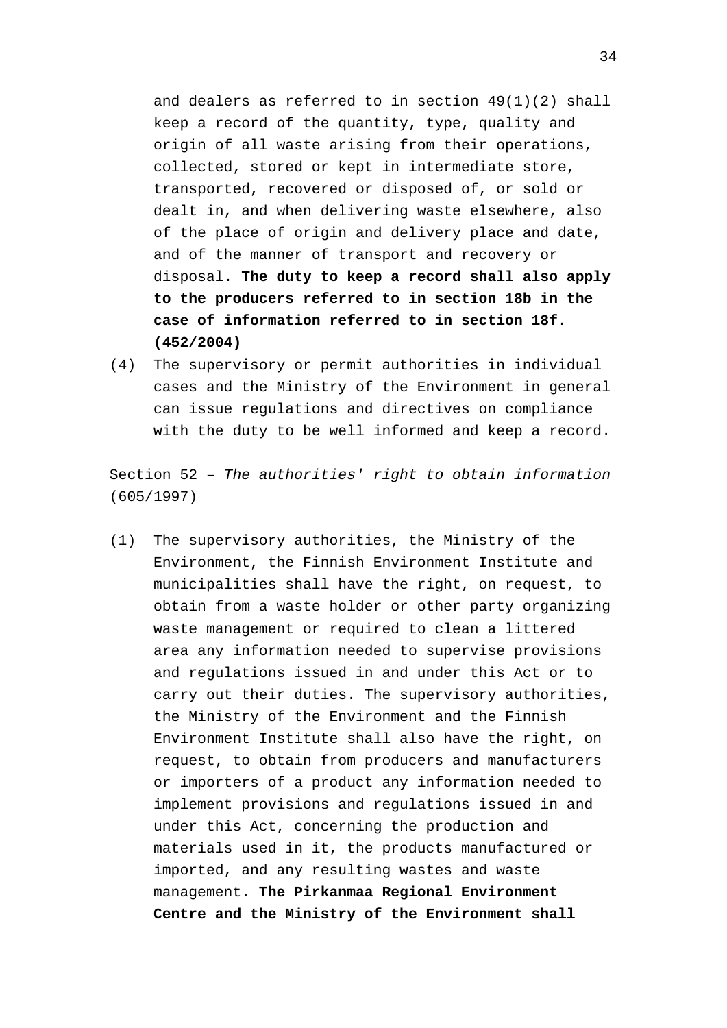and dealers as referred to in section 49(1)(2) shall keep a record of the quantity, type, quality and origin of all waste arising from their operations, collected, stored or kept in intermediate store, transported, recovered or disposed of, or sold or dealt in, and when delivering waste elsewhere, also of the place of origin and delivery place and date, and of the manner of transport and recovery or disposal. **The duty to keep a record shall also apply to the producers referred to in section 18b in the case of information referred to in section 18f. (452/2004)**

(4) The supervisory or permit authorities in individual cases and the Ministry of the Environment in general can issue regulations and directives on compliance with the duty to be well informed and keep a record.

Section 52 – *The authorities' right to obtain information* (605/1997)

(1) The supervisory authorities, the Ministry of the Environment, the Finnish Environment Institute and municipalities shall have the right, on request, to obtain from a waste holder or other party organizing waste management or required to clean a littered area any information needed to supervise provisions and regulations issued in and under this Act or to carry out their duties. The supervisory authorities, the Ministry of the Environment and the Finnish Environment Institute shall also have the right, on request, to obtain from producers and manufacturers or importers of a product any information needed to implement provisions and regulations issued in and under this Act, concerning the production and materials used in it, the products manufactured or imported, and any resulting wastes and waste management. **The Pirkanmaa Regional Environment Centre and the Ministry of the Environment shall**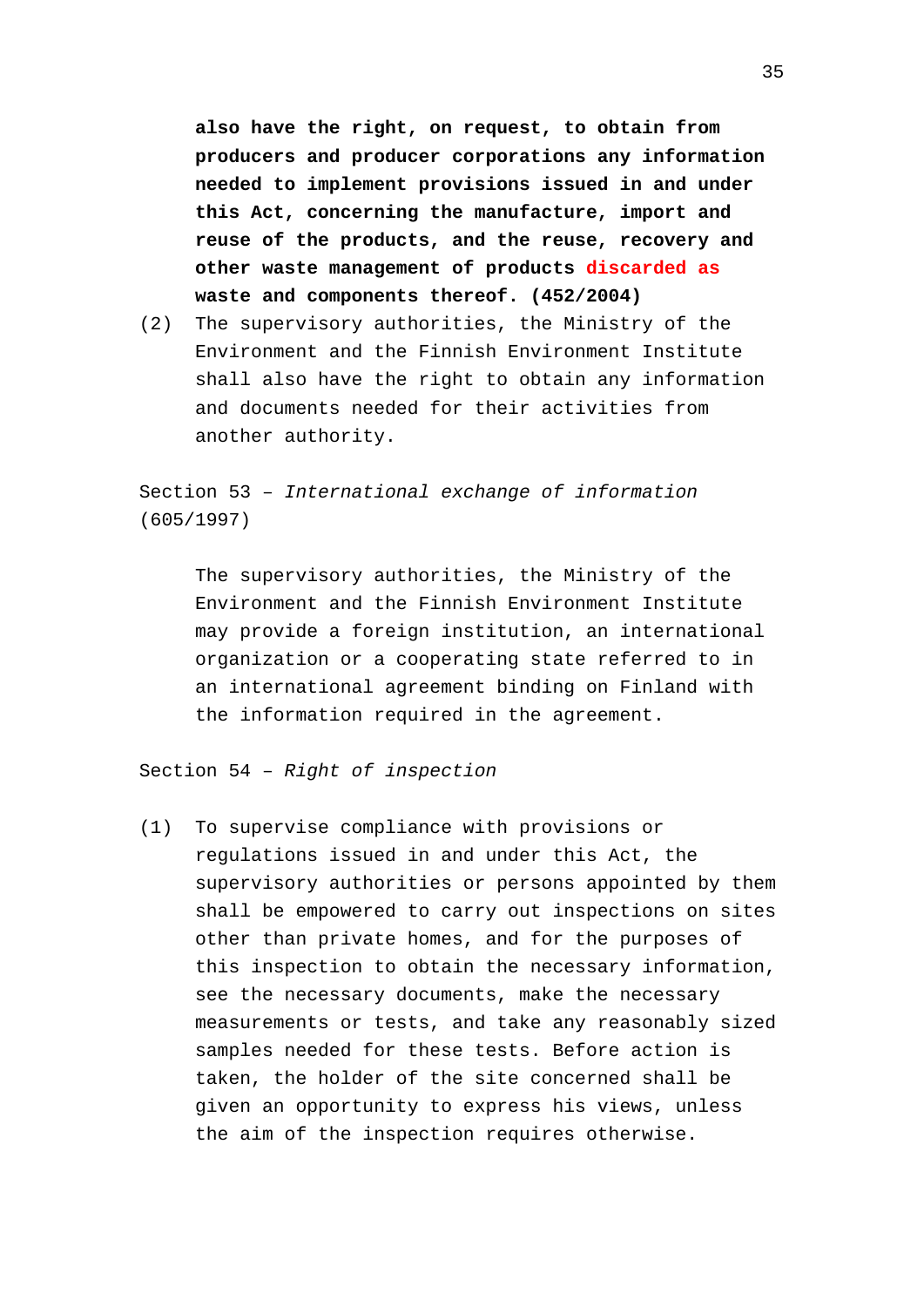**also have the right, on request, to obtain from producers and producer corporations any information needed to implement provisions issued in and under this Act, concerning the manufacture, import and reuse of the products, and the reuse, recovery and other waste management of products discarded as waste and components thereof. (452/2004)**

(2) The supervisory authorities, the Ministry of the Environment and the Finnish Environment Institute shall also have the right to obtain any information and documents needed for their activities from another authority.

Section 53 – *International exchange of information* (605/1997)

The supervisory authorities, the Ministry of the Environment and the Finnish Environment Institute may provide a foreign institution, an international organization or a cooperating state referred to in an international agreement binding on Finland with the information required in the agreement.

Section 54 – *Right of inspection*

(1) To supervise compliance with provisions or regulations issued in and under this Act, the supervisory authorities or persons appointed by them shall be empowered to carry out inspections on sites other than private homes, and for the purposes of this inspection to obtain the necessary information, see the necessary documents, make the necessary measurements or tests, and take any reasonably sized samples needed for these tests. Before action is taken, the holder of the site concerned shall be given an opportunity to express his views, unless the aim of the inspection requires otherwise.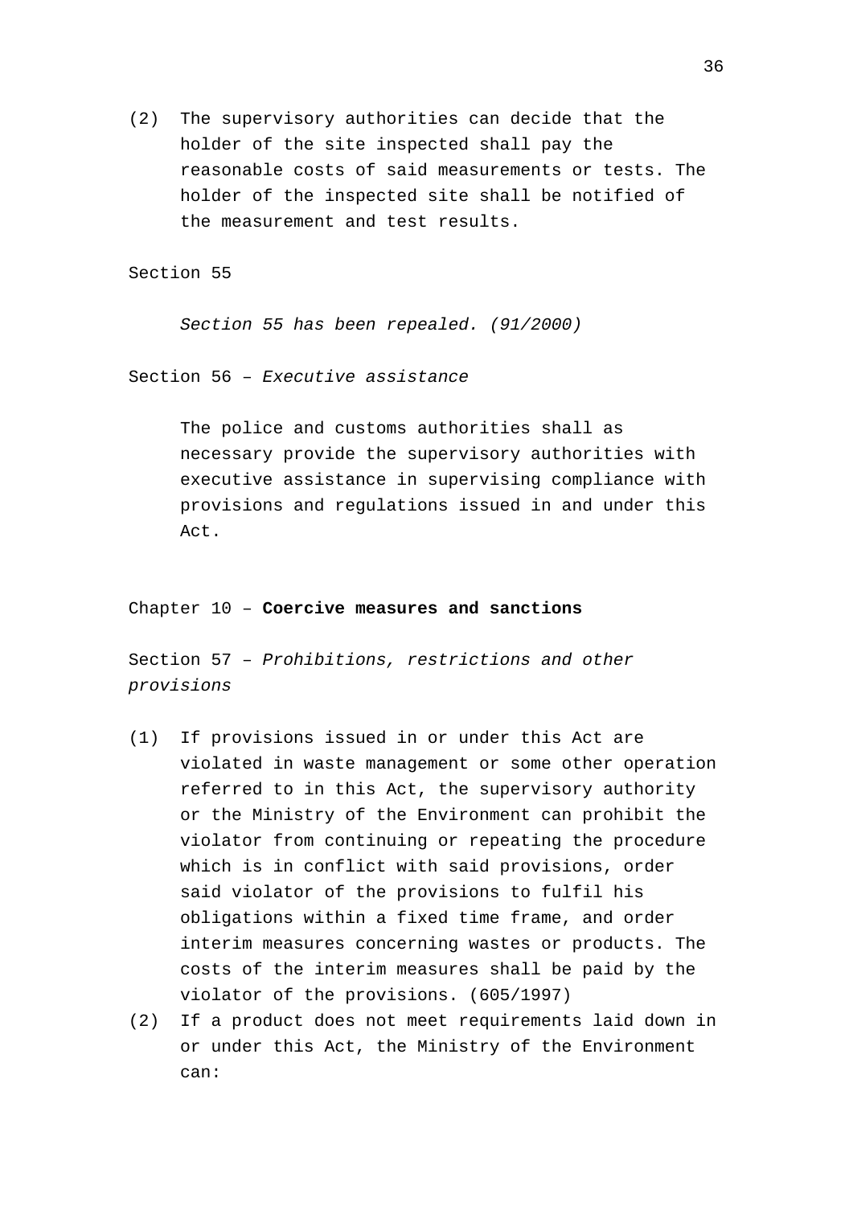(2) The supervisory authorities can decide that the holder of the site inspected shall pay the reasonable costs of said measurements or tests. The holder of the inspected site shall be notified of the measurement and test results.

Section 55

*Section 55 has been repealed. (91/2000)*

Section 56 – *Executive assistance*

The police and customs authorities shall as necessary provide the supervisory authorities with executive assistance in supervising compliance with provisions and regulations issued in and under this Act.

## Chapter 10 – **Coercive measures and sanctions**

Section 57 – *Prohibitions, restrictions and other provisions*

(1) If provisions issued in or under this Act are violated in waste management or some other operation referred to in this Act, the supervisory authority or the Ministry of the Environment can prohibit the violator from continuing or repeating the procedure which is in conflict with said provisions, order said violator of the provisions to fulfil his obligations within a fixed time frame, and order interim measures concerning wastes or products. The costs of the interim measures shall be paid by the violator of the provisions. (605/1997)

(2) If a product does not meet requirements laid down in or under this Act, the Ministry of the Environment can: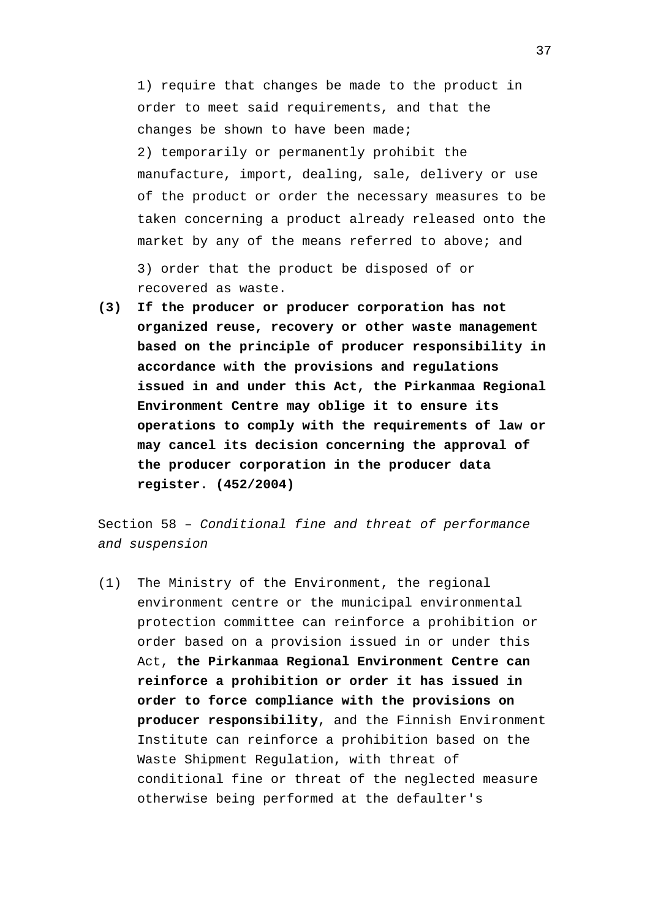1) require that changes be made to the product in order to meet said requirements, and that the changes be shown to have been made;

2) temporarily or permanently prohibit the manufacture, import, dealing, sale, delivery or use of the product or order the necessary measures to be taken concerning a product already released onto the market by any of the means referred to above; and

3) order that the product be disposed of or recovered as waste.

**(3) If the producer or producer corporation has not organized reuse, recovery or other waste management based on the principle of producer responsibility in accordance with the provisions and regulations issued in and under this Act, the Pirkanmaa Regional Environment Centre may oblige it to ensure its operations to comply with the requirements of law or may cancel its decision concerning the approval of the producer corporation in the producer data register. (452/2004)**

Section 58 – *Conditional fine and threat of performance and suspension*

(1) The Ministry of the Environment, the regional environment centre or the municipal environmental protection committee can reinforce a prohibition or order based on a provision issued in or under this Act, **the Pirkanmaa Regional Environment Centre can reinforce a prohibition or order it has issued in order to force compliance with the provisions on producer responsibility**, and the Finnish Environment Institute can reinforce a prohibition based on the Waste Shipment Regulation, with threat of conditional fine or threat of the neglected measure otherwise being performed at the defaulter's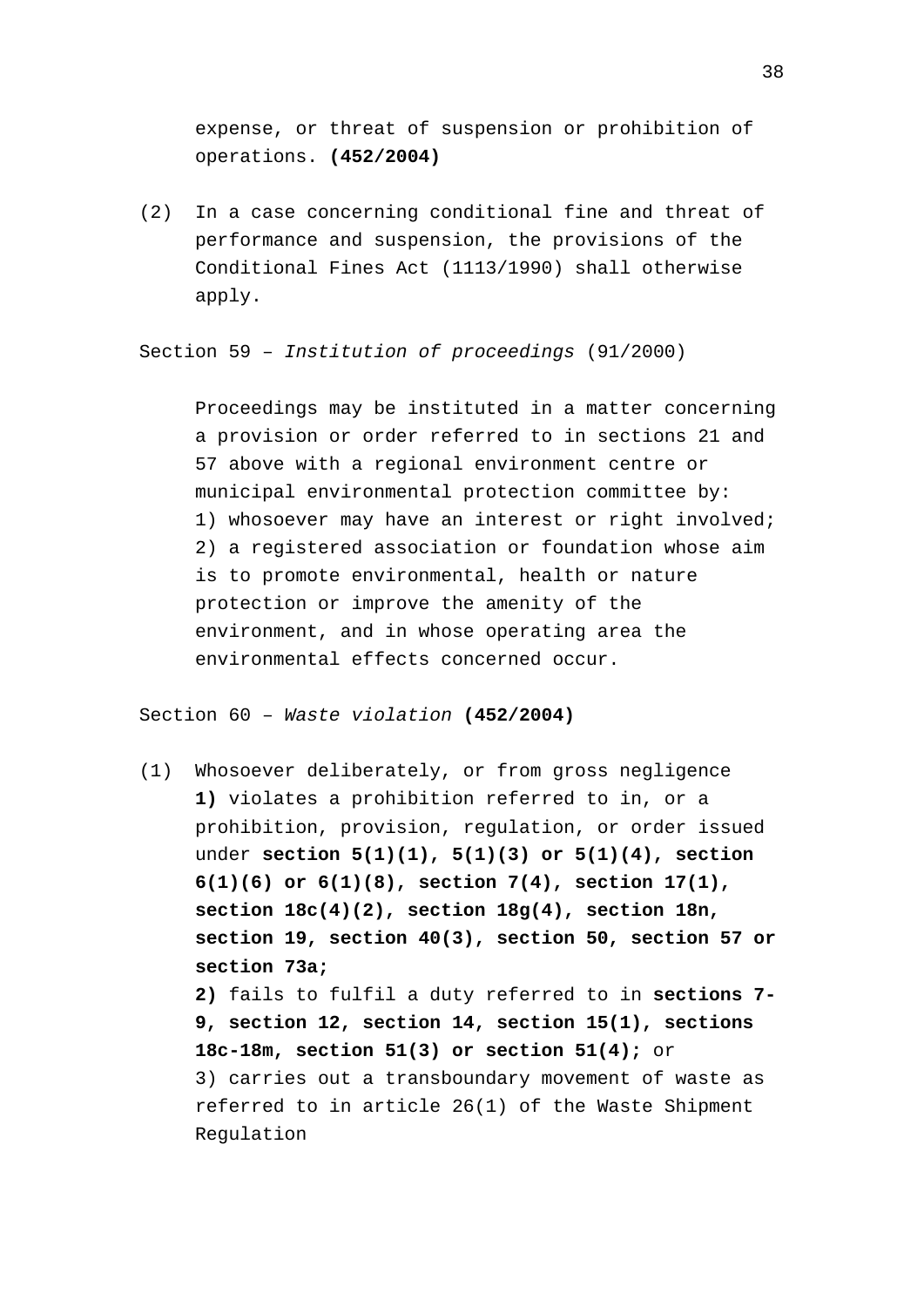expense, or threat of suspension or prohibition of operations. **(452/2004)**

(2) In a case concerning conditional fine and threat of performance and suspension, the provisions of the Conditional Fines Act (1113/1990) shall otherwise apply.

Section 59 – *Institution of proceedings* (91/2000)

Proceedings may be instituted in a matter concerning a provision or order referred to in sections 21 and 57 above with a regional environment centre or municipal environmental protection committee by:
1) whosoever may have an interest or right involved;
2) a registered association or foundation whose aim is to promote environmental, health or nature protection or improve the amenity of the environment, and in whose operating area the environmental effects concerned occur.

Section 60 – *Waste violation* **(452/2004)**

(1) Whosoever deliberately, or from gross negligence
**1)** violates a prohibition referred to in, or a prohibition, provision, regulation, or order issued under **section 5(1)(1), 5(1)(3) or 5(1)(4), section 6(1)(6) or 6(1)(8), section 7(4), section 17(1), section 18c(4)(2), section 18g(4), section 18n, section 19, section 40(3), section 50, section 57 or section 73a;**
**2)** fails to fulfil a duty referred to in **sections 7-9, section 12, section 14, section 15(1), sections 18c-18m, section 51(3) or section 51(4);** or
3) carries out a transboundary movement of waste as referred to in article 26(1) of the Waste Shipment Regulation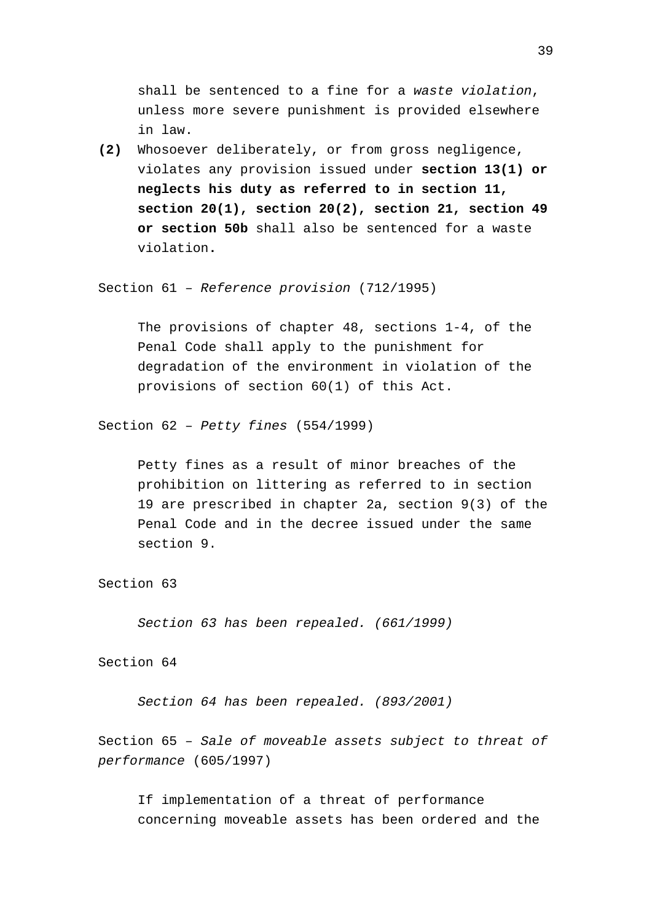shall be sentenced to a fine for a *waste violation*, unless more severe punishment is provided elsewhere in law.

**(2)** Whosoever deliberately, or from gross negligence, violates any provision issued under **section 13(1) or neglects his duty as referred to in section 11, section 20(1), section 20(2), section 21, section 49 or section 50b** shall also be sentenced for a waste violation.

Section 61 – *Reference provision* (712/1995)

The provisions of chapter 48, sections 1-4, of the Penal Code shall apply to the punishment for degradation of the environment in violation of the provisions of section 60(1) of this Act.

Section 62 – *Petty fines* (554/1999)

Petty fines as a result of minor breaches of the prohibition on littering as referred to in section 19 are prescribed in chapter 2a, section 9(3) of the Penal Code and in the decree issued under the same section 9.

Section 63

*Section 63 has been repealed. (661/1999)*

Section 64

*Section 64 has been repealed. (893/2001)*

Section 65 – *Sale of moveable assets subject to threat of performance* (605/1997)

If implementation of a threat of performance concerning moveable assets has been ordered and the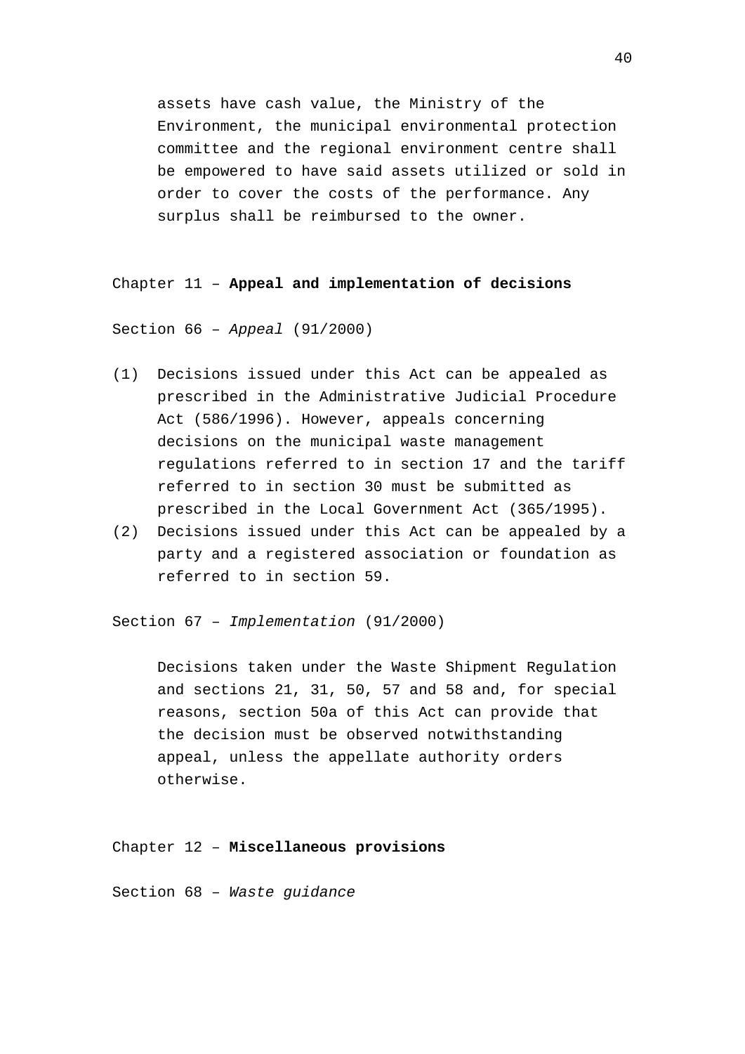assets have cash value, the Ministry of the Environment, the municipal environmental protection committee and the regional environment centre shall be empowered to have said assets utilized or sold in order to cover the costs of the performance. Any surplus shall be reimbursed to the owner.

## Chapter 11 – **Appeal and implementation of decisions**

### Section 66 – *Appeal* (91/2000)

(1) Decisions issued under this Act can be appealed as prescribed in the Administrative Judicial Procedure Act (586/1996). However, appeals concerning decisions on the municipal waste management regulations referred to in section 17 and the tariff referred to in section 30 must be submitted as prescribed in the Local Government Act (365/1995).

(2) Decisions issued under this Act can be appealed by a party and a registered association or foundation as referred to in section 59.

### Section 67 – *Implementation* (91/2000)

Decisions taken under the Waste Shipment Regulation and sections 21, 31, 50, 57 and 58 and, for special reasons, section 50a of this Act can provide that the decision must be observed notwithstanding appeal, unless the appellate authority orders otherwise.

## Chapter 12 – **Miscellaneous provisions**

### Section 68 – *Waste guidance*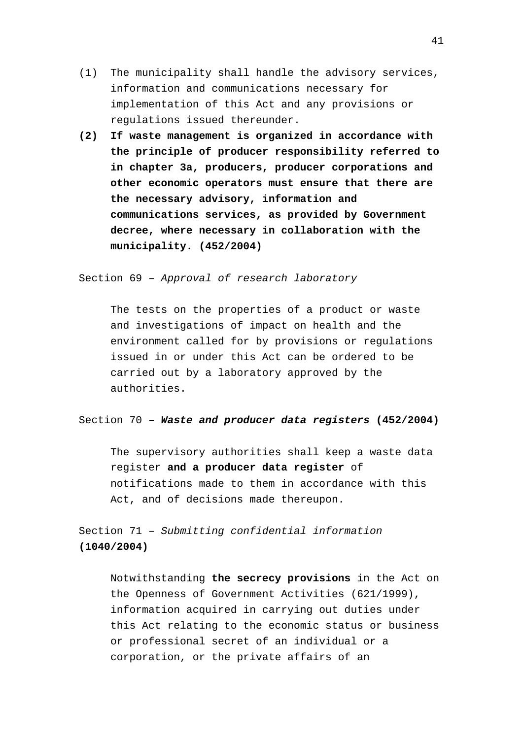(1) The municipality shall handle the advisory services, information and communications necessary for implementation of this Act and any provisions or regulations issued thereunder.

**(2) If waste management is organized in accordance with the principle of producer responsibility referred to in chapter 3a, producers, producer corporations and other economic operators must ensure that there are the necessary advisory, information and communications services, as provided by Government decree, where necessary in collaboration with the municipality. (452/2004)**

Section 69 – *Approval of research laboratory*

The tests on the properties of a product or waste and investigations of impact on health and the environment called for by provisions or regulations issued in or under this Act can be ordered to be carried out by a laboratory approved by the authorities.

Section 70 – ***Waste and producer data registers*** **(452/2004)**

The supervisory authorities shall keep a waste data register **and a producer data register** of notifications made to them in accordance with this Act, and of decisions made thereupon.

Section 71 – *Submitting confidential information* **(1040/2004)**

Notwithstanding **the secrecy provisions** in the Act on the Openness of Government Activities (621/1999), information acquired in carrying out duties under this Act relating to the economic status or business or professional secret of an individual or a corporation, or the private affairs of an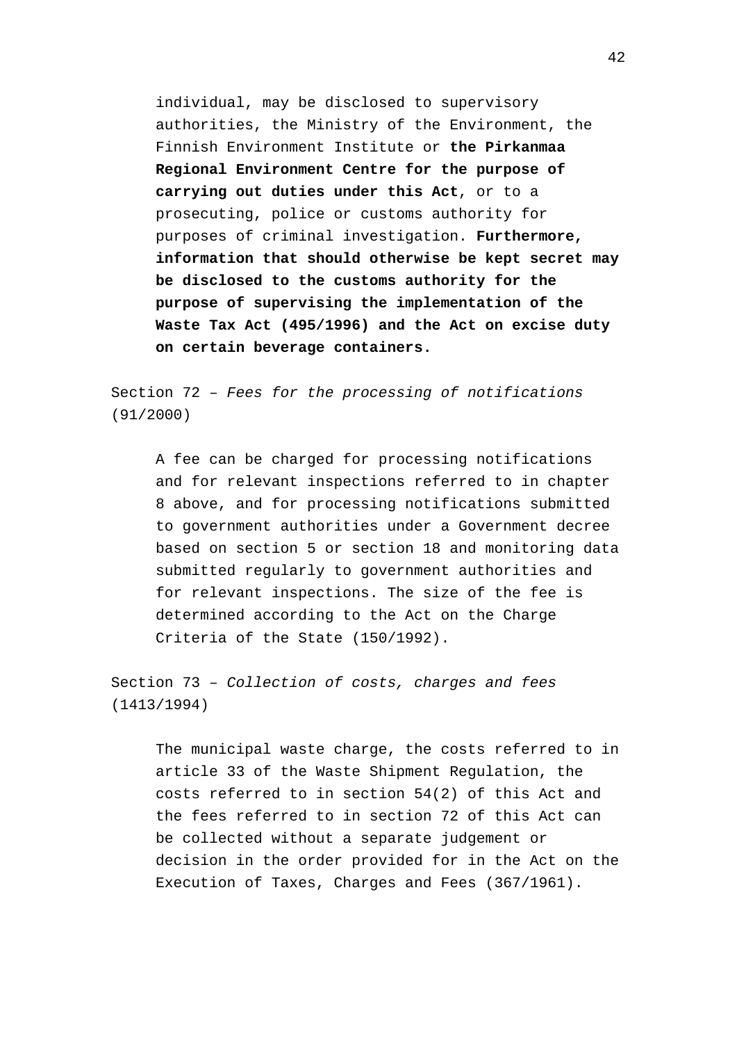individual, may be disclosed to supervisory authorities, the Ministry of the Environment, the Finnish Environment Institute or **the Pirkanmaa Regional Environment Centre for the purpose of carrying out duties under this Act**, or to a prosecuting, police or customs authority for purposes of criminal investigation. **Furthermore, information that should otherwise be kept secret may be disclosed to the customs authority for the purpose of supervising the implementation of the Waste Tax Act (495/1996) and the Act on excise duty on certain beverage containers.**

Section 72 – *Fees for the processing of notifications* (91/2000)

A fee can be charged for processing notifications and for relevant inspections referred to in chapter 8 above, and for processing notifications submitted to government authorities under a Government decree based on section 5 or section 18 and monitoring data submitted regularly to government authorities and for relevant inspections. The size of the fee is determined according to the Act on the Charge Criteria of the State (150/1992).

Section 73 – *Collection of costs, charges and fees* (1413/1994)

The municipal waste charge, the costs referred to in article 33 of the Waste Shipment Regulation, the costs referred to in section 54(2) of this Act and the fees referred to in section 72 of this Act can be collected without a separate judgement or decision in the order provided for in the Act on the Execution of Taxes, Charges and Fees (367/1961).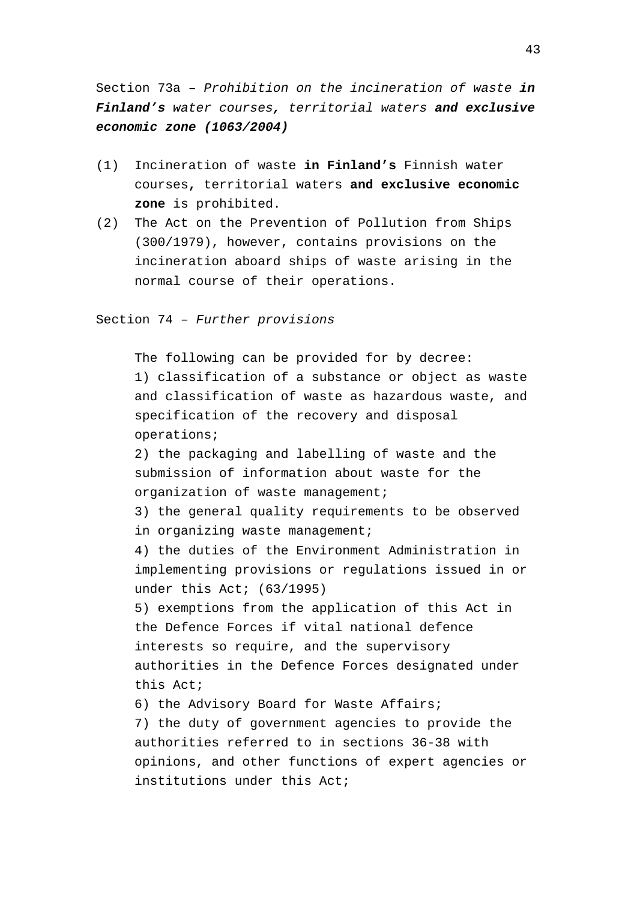Section 73a – *Prohibition on the incineration of waste* ***in Finland's*** *water courses, territorial waters* ***and exclusive economic zone (1063/2004)***

(1) Incineration of waste **in Finland's** Finnish water courses**,** territorial waters **and exclusive economic zone** is prohibited.

(2) The Act on the Prevention of Pollution from Ships (300/1979), however, contains provisions on the incineration aboard ships of waste arising in the normal course of their operations.

Section 74 – *Further provisions*

The following can be provided for by decree:

1) classification of a substance or object as waste and classification of waste as hazardous waste, and specification of the recovery and disposal operations;

2) the packaging and labelling of waste and the submission of information about waste for the organization of waste management;

3) the general quality requirements to be observed in organizing waste management;

4) the duties of the Environment Administration in implementing provisions or regulations issued in or under this Act; (63/1995)

5) exemptions from the application of this Act in the Defence Forces if vital national defence interests so require, and the supervisory authorities in the Defence Forces designated under this Act;

6) the Advisory Board for Waste Affairs;

7) the duty of government agencies to provide the authorities referred to in sections 36-38 with opinions, and other functions of expert agencies or institutions under this Act;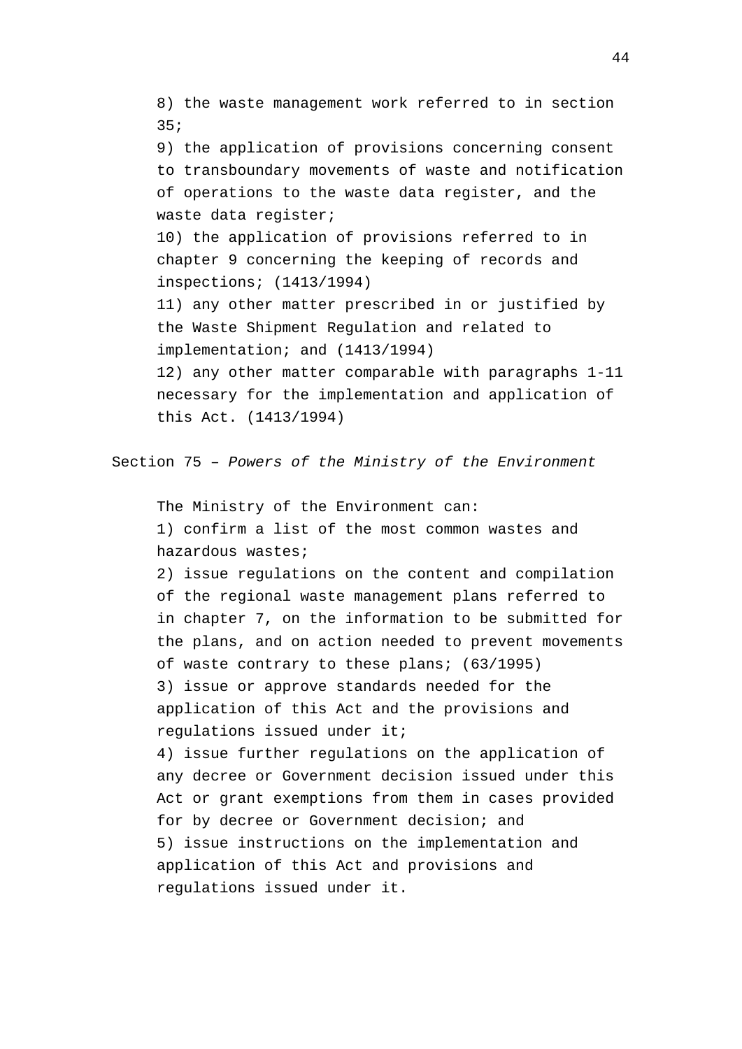8) the waste management work referred to in section 35;

9) the application of provisions concerning consent to transboundary movements of waste and notification of operations to the waste data register, and the waste data register;

10) the application of provisions referred to in chapter 9 concerning the keeping of records and inspections; (1413/1994)

11) any other matter prescribed in or justified by the Waste Shipment Regulation and related to implementation; and (1413/1994)

12) any other matter comparable with paragraphs 1-11 necessary for the implementation and application of this Act. (1413/1994)

Section 75 – *Powers of the Ministry of the Environment*

The Ministry of the Environment can:

1) confirm a list of the most common wastes and hazardous wastes;

2) issue regulations on the content and compilation of the regional waste management plans referred to in chapter 7, on the information to be submitted for the plans, and on action needed to prevent movements of waste contrary to these plans; (63/1995)

3) issue or approve standards needed for the application of this Act and the provisions and regulations issued under it;

4) issue further regulations on the application of any decree or Government decision issued under this Act or grant exemptions from them in cases provided for by decree or Government decision; and

5) issue instructions on the implementation and application of this Act and provisions and regulations issued under it.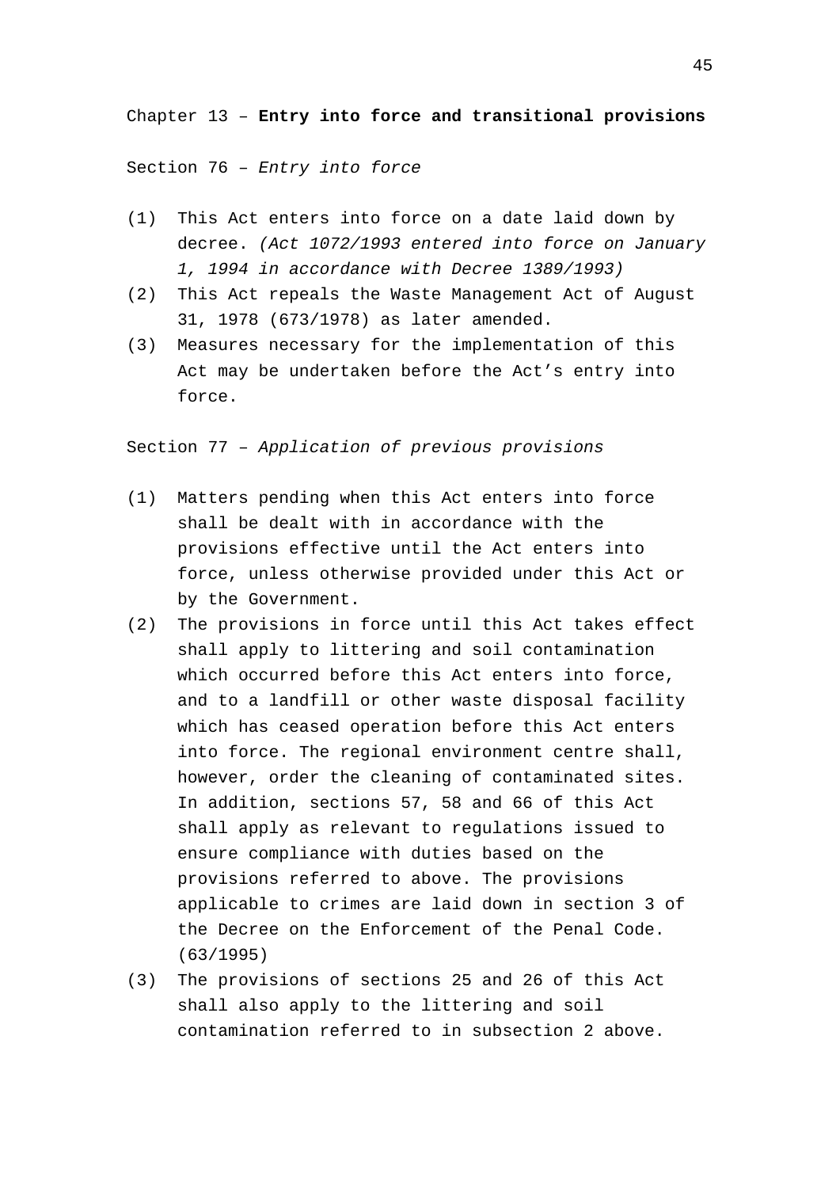## Chapter 13 – **Entry into force and transitional provisions**

### Section 76 – *Entry into force*

(1) This Act enters into force on a date laid down by decree. *(Act 1072/1993 entered into force on January 1, 1994 in accordance with Decree 1389/1993)*

(2) This Act repeals the Waste Management Act of August 31, 1978 (673/1978) as later amended.

(3) Measures necessary for the implementation of this Act may be undertaken before the Act's entry into force.

### Section 77 – *Application of previous provisions*

(1) Matters pending when this Act enters into force shall be dealt with in accordance with the provisions effective until the Act enters into force, unless otherwise provided under this Act or by the Government.

(2) The provisions in force until this Act takes effect shall apply to littering and soil contamination which occurred before this Act enters into force, and to a landfill or other waste disposal facility which has ceased operation before this Act enters into force. The regional environment centre shall, however, order the cleaning of contaminated sites. In addition, sections 57, 58 and 66 of this Act shall apply as relevant to regulations issued to ensure compliance with duties based on the provisions referred to above. The provisions applicable to crimes are laid down in section 3 of the Decree on the Enforcement of the Penal Code. (63/1995)

(3) The provisions of sections 25 and 26 of this Act shall also apply to the littering and soil contamination referred to in subsection 2 above.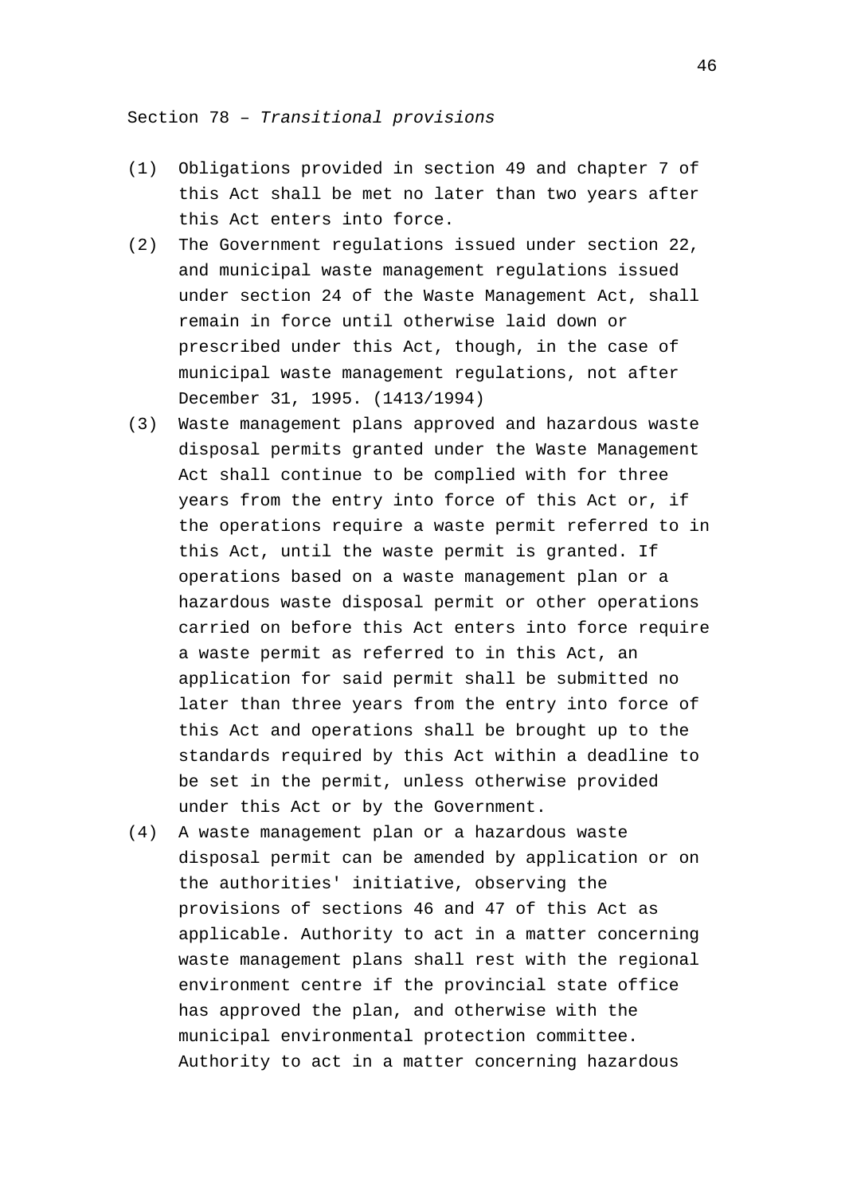Section 78 – *Transitional provisions*

(1) Obligations provided in section 49 and chapter 7 of this Act shall be met no later than two years after this Act enters into force.

(2) The Government regulations issued under section 22, and municipal waste management regulations issued under section 24 of the Waste Management Act, shall remain in force until otherwise laid down or prescribed under this Act, though, in the case of municipal waste management regulations, not after December 31, 1995. (1413/1994)

(3) Waste management plans approved and hazardous waste disposal permits granted under the Waste Management Act shall continue to be complied with for three years from the entry into force of this Act or, if the operations require a waste permit referred to in this Act, until the waste permit is granted. If operations based on a waste management plan or a hazardous waste disposal permit or other operations carried on before this Act enters into force require a waste permit as referred to in this Act, an application for said permit shall be submitted no later than three years from the entry into force of this Act and operations shall be brought up to the standards required by this Act within a deadline to be set in the permit, unless otherwise provided under this Act or by the Government.

(4) A waste management plan or a hazardous waste disposal permit can be amended by application or on the authorities' initiative, observing the provisions of sections 46 and 47 of this Act as applicable. Authority to act in a matter concerning waste management plans shall rest with the regional environment centre if the provincial state office has approved the plan, and otherwise with the municipal environmental protection committee. Authority to act in a matter concerning hazardous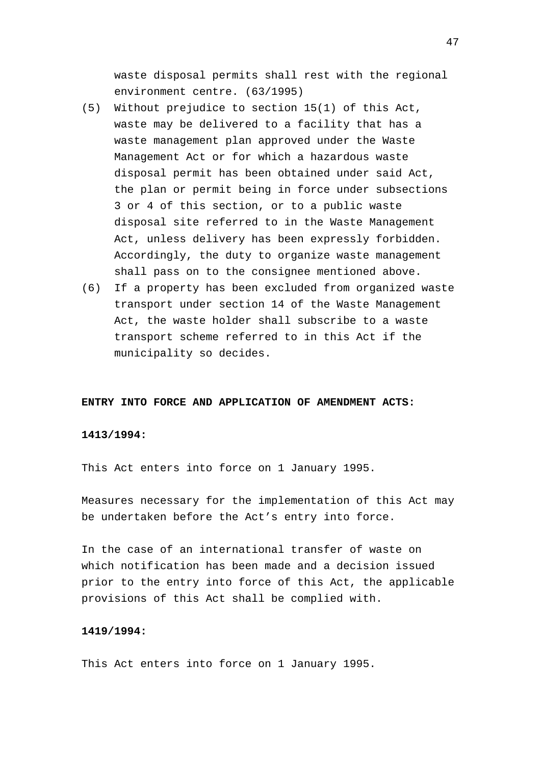waste disposal permits shall rest with the regional environment centre. (63/1995)

(5) Without prejudice to section 15(1) of this Act, waste may be delivered to a facility that has a waste management plan approved under the Waste Management Act or for which a hazardous waste disposal permit has been obtained under said Act, the plan or permit being in force under subsections 3 or 4 of this section, or to a public waste disposal site referred to in the Waste Management Act, unless delivery has been expressly forbidden. Accordingly, the duty to organize waste management shall pass on to the consignee mentioned above.

(6) If a property has been excluded from organized waste transport under section 14 of the Waste Management Act, the waste holder shall subscribe to a waste transport scheme referred to in this Act if the municipality so decides.

**ENTRY INTO FORCE AND APPLICATION OF AMENDMENT ACTS:**

**1413/1994:**

This Act enters into force on 1 January 1995.

Measures necessary for the implementation of this Act may be undertaken before the Act's entry into force.

In the case of an international transfer of waste on which notification has been made and a decision issued prior to the entry into force of this Act, the applicable provisions of this Act shall be complied with.

**1419/1994:**

This Act enters into force on 1 January 1995.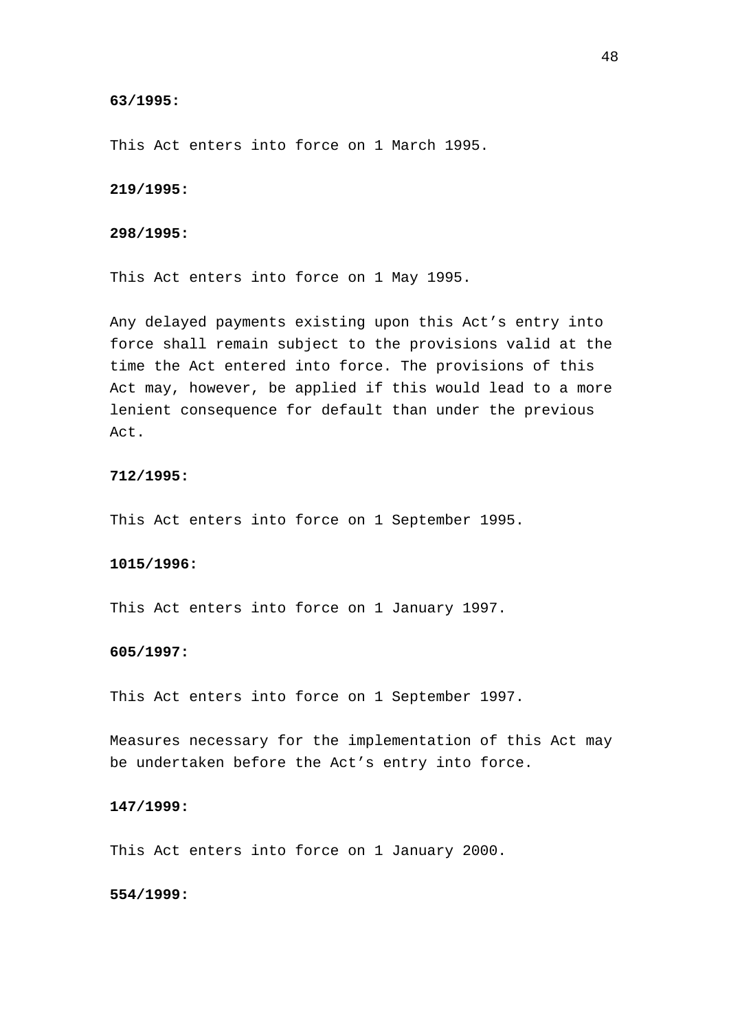**63/1995:**

This Act enters into force on 1 March 1995.

**219/1995:**

**298/1995:**

This Act enters into force on 1 May 1995.

Any delayed payments existing upon this Act’s entry into force shall remain subject to the provisions valid at the time the Act entered into force. The provisions of this Act may, however, be applied if this would lead to a more lenient consequence for default than under the previous Act.

**712/1995:**

This Act enters into force on 1 September 1995.

**1015/1996:**

This Act enters into force on 1 January 1997.

**605/1997:**

This Act enters into force on 1 September 1997.

Measures necessary for the implementation of this Act may be undertaken before the Act’s entry into force.

**147/1999:**

This Act enters into force on 1 January 2000.

**554/1999:**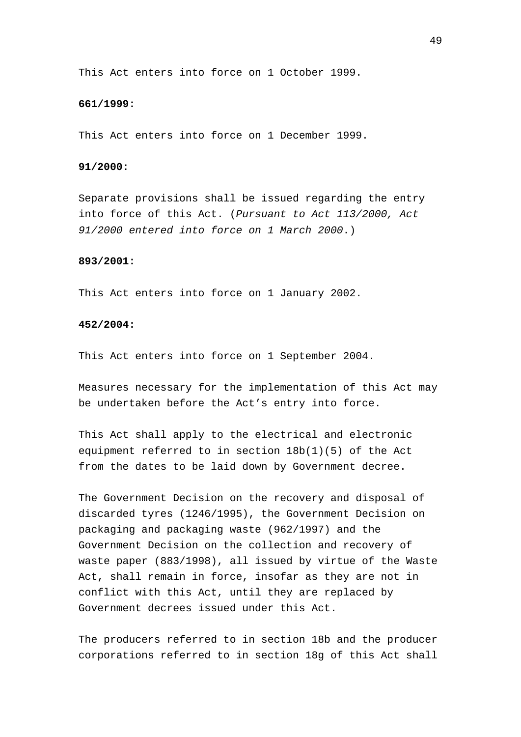This Act enters into force on 1 October 1999.

**661/1999:**

This Act enters into force on 1 December 1999.

**91/2000:**

Separate provisions shall be issued regarding the entry into force of this Act. (*Pursuant to Act 113/2000, Act 91/2000 entered into force on 1 March 2000*.)

**893/2001:**

This Act enters into force on 1 January 2002.

**452/2004:**

This Act enters into force on 1 September 2004.

Measures necessary for the implementation of this Act may be undertaken before the Act’s entry into force.

This Act shall apply to the electrical and electronic equipment referred to in section 18b(1)(5) of the Act from the dates to be laid down by Government decree.

The Government Decision on the recovery and disposal of discarded tyres (1246/1995), the Government Decision on packaging and packaging waste (962/1997) and the Government Decision on the collection and recovery of waste paper (883/1998), all issued by virtue of the Waste Act, shall remain in force, insofar as they are not in conflict with this Act, until they are replaced by Government decrees issued under this Act.

The producers referred to in section 18b and the producer corporations referred to in section 18g of this Act shall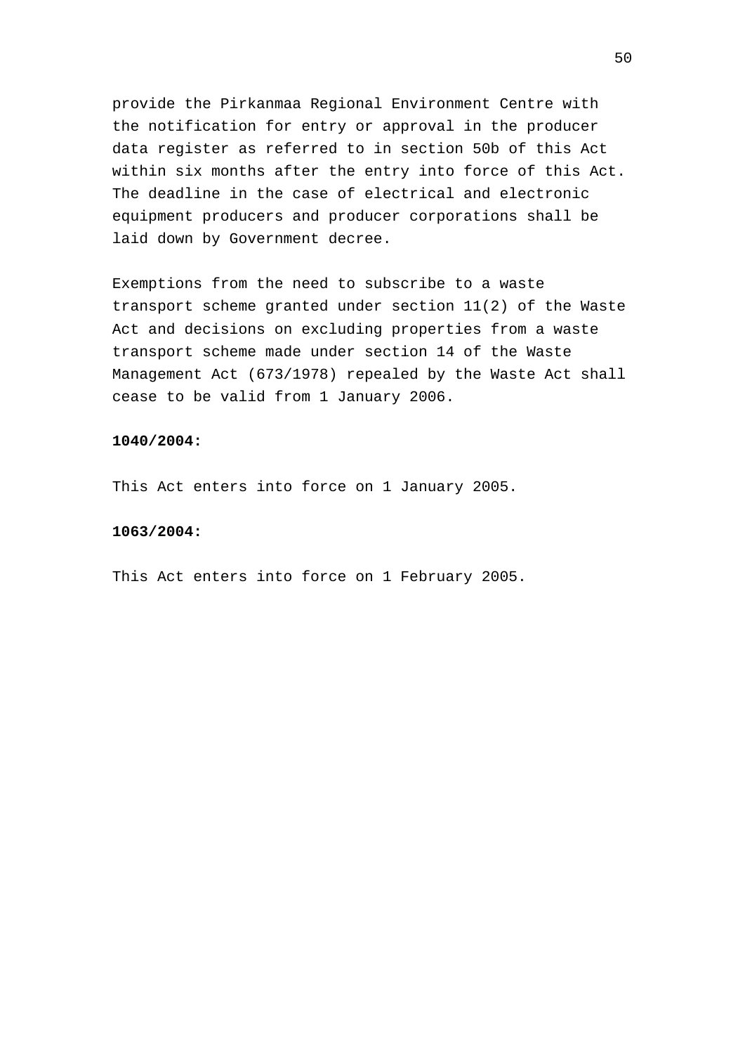provide the Pirkanmaa Regional Environment Centre with the notification for entry or approval in the producer data register as referred to in section 50b of this Act within six months after the entry into force of this Act. The deadline in the case of electrical and electronic equipment producers and producer corporations shall be laid down by Government decree.

Exemptions from the need to subscribe to a waste transport scheme granted under section 11(2) of the Waste Act and decisions on excluding properties from a waste transport scheme made under section 14 of the Waste Management Act (673/1978) repealed by the Waste Act shall cease to be valid from 1 January 2006.

**1040/2004:**

This Act enters into force on 1 January 2005.

**1063/2004:**

This Act enters into force on 1 February 2005.